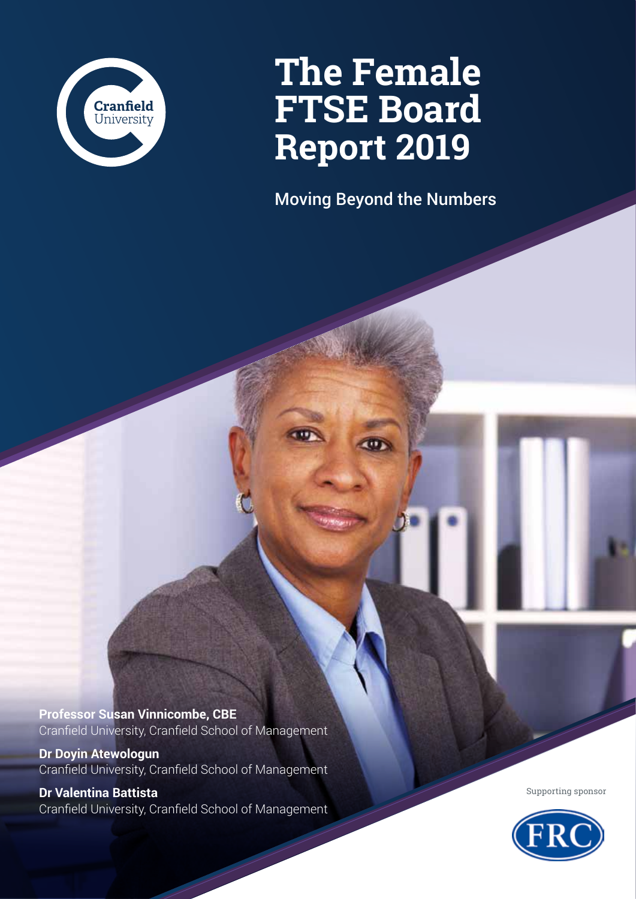Cranfield University

# The Female FTSE Board Report 2019

## Moving Beyond the Numbers

**Professor Susan Vinnicombe, CBE**
Cranfield University, Cranfield School of Management

**Dr Doyin Atewologun**
Cranfield University, Cranfield School of Management

**Dr Valentina Battista**
Cranfield University, Cranfield School of Management

Supporting sponsor

FRC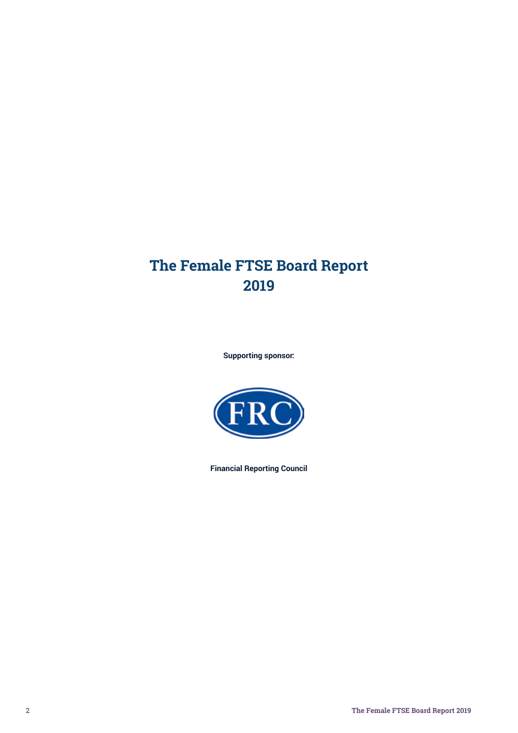# The Female FTSE Board Report 2019

**Supporting sponsor:**

FRC

**Financial Reporting Council**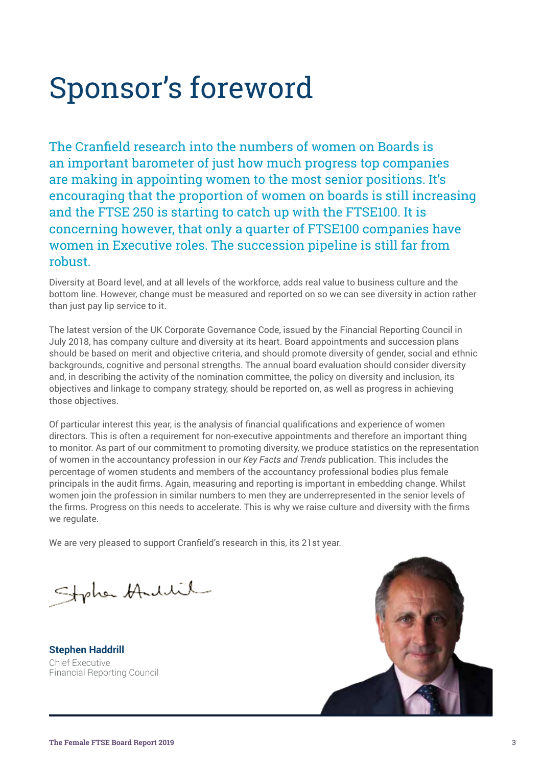# Sponsor's foreword

The Cranfield research into the numbers of women on Boards is an important barometer of just how much progress top companies are making in appointing women to the most senior positions. It's encouraging that the proportion of women on boards is still increasing and the FTSE 250 is starting to catch up with the FTSE100. It is concerning however, that only a quarter of FTSE100 companies have women in Executive roles. The succession pipeline is still far from robust.

Diversity at Board level, and at all levels of the workforce, adds real value to business culture and the bottom line. However, change must be measured and reported on so we can see diversity in action rather than just pay lip service to it.

The latest version of the UK Corporate Governance Code, issued by the Financial Reporting Council in July 2018, has company culture and diversity at its heart. Board appointments and succession plans should be based on merit and objective criteria, and should promote diversity of gender, social and ethnic backgrounds, cognitive and personal strengths. The annual board evaluation should consider diversity and, in describing the activity of the nomination committee, the policy on diversity and inclusion, its objectives and linkage to company strategy, should be reported on, as well as progress in achieving those objectives.

Of particular interest this year, is the analysis of financial qualifications and experience of women directors. This is often a requirement for non-executive appointments and therefore an important thing to monitor. As part of our commitment to promoting diversity, we produce statistics on the representation of women in the accountancy profession in our *Key Facts and Trends* publication. This includes the percentage of women students and members of the accountancy professional bodies plus female principals in the audit firms. Again, measuring and reporting is important in embedding change. Whilst women join the profession in similar numbers to men they are underrepresented in the senior levels of the firms. Progress on this needs to accelerate. This is why we raise culture and diversity with the firms we regulate.

We are very pleased to support Cranfield's research in this, its 21st year.

**Stephen Haddrill**
Chief Executive
Financial Reporting Council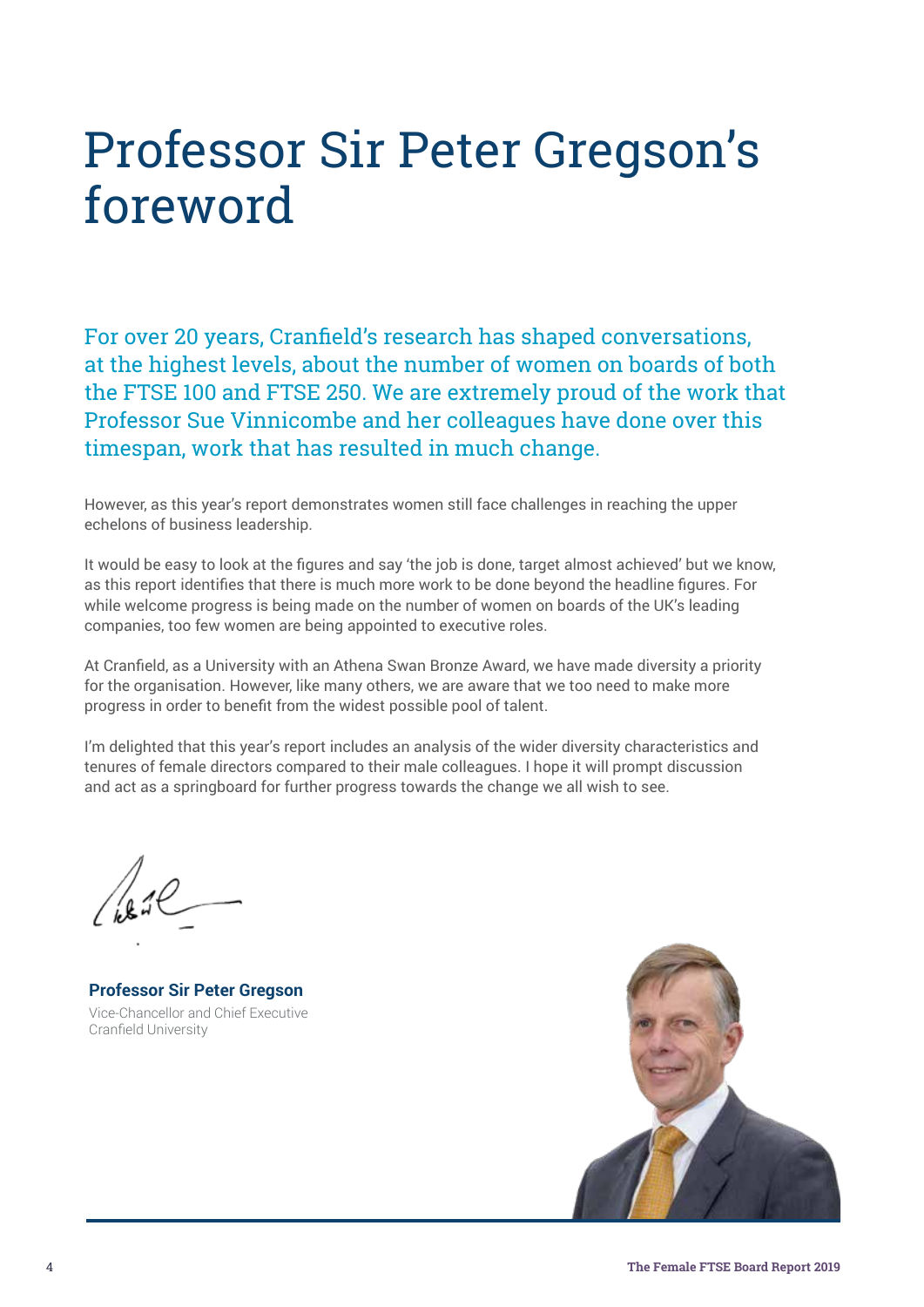# Professor Sir Peter Gregson's foreword

For over 20 years, Cranfield's research has shaped conversations, at the highest levels, about the number of women on boards of both the FTSE 100 and FTSE 250. We are extremely proud of the work that Professor Sue Vinnicombe and her colleagues have done over this timespan, work that has resulted in much change.

However, as this year's report demonstrates women still face challenges in reaching the upper echelons of business leadership.

It would be easy to look at the figures and say 'the job is done, target almost achieved' but we know, as this report identifies that there is much more work to be done beyond the headline figures. For while welcome progress is being made on the number of women on boards of the UK's leading companies, too few women are being appointed to executive roles.

At Cranfield, as a University with an Athena Swan Bronze Award, we have made diversity a priority for the organisation. However, like many others, we are aware that we too need to make more progress in order to benefit from the widest possible pool of talent.

I'm delighted that this year's report includes an analysis of the wider diversity characteristics and tenures of female directors compared to their male colleagues. I hope it will prompt discussion and act as a springboard for further progress towards the change we all wish to see.

**Professor Sir Peter Gregson**
Vice-Chancellor and Chief Executive
Cranfield University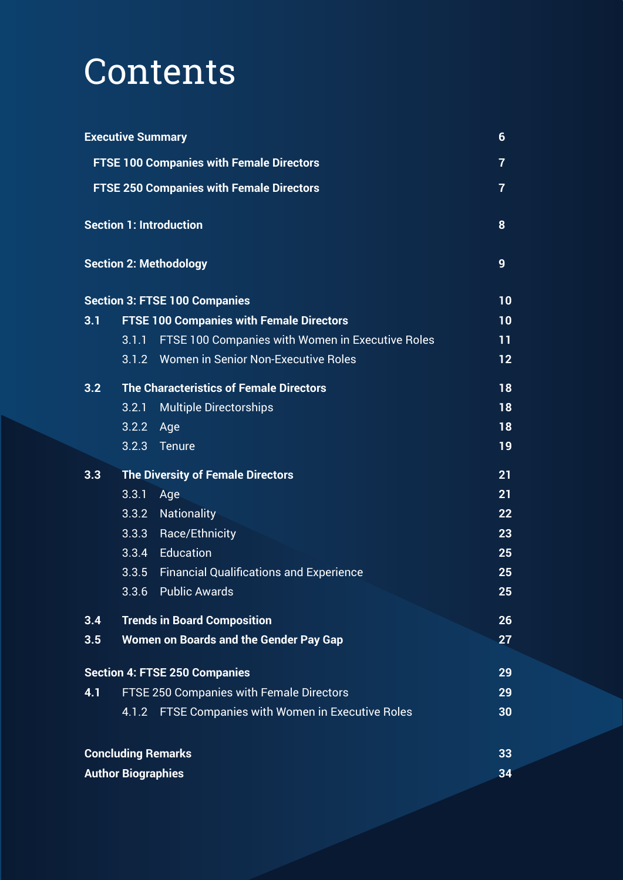# Contents

| | | |
|---|---|---|
| **Executive Summary** | | **6** |
| **FTSE 100 Companies with Female Directors** | | **7** |
| **FTSE 250 Companies with Female Directors** | | **7** |
| **Section 1: Introduction** | | **8** |
| **Section 2: Methodology** | | **9** |
| **Section 3: FTSE 100 Companies** | | **10** |
| **3.1** | **FTSE 100 Companies with Female Directors** | **10** |
| | 3.1.1 FTSE 100 Companies with Women in Executive Roles | **11** |
| | 3.1.2 Women in Senior Non-Executive Roles | **12** |
| **3.2** | **The Characteristics of Female Directors** | **18** |
| | 3.2.1 Multiple Directorships | **18** |
| | 3.2.2 Age | **18** |
| | 3.2.3 Tenure | **19** |
| **3.3** | **The Diversity of Female Directors** | **21** |
| | 3.3.1 Age | **21** |
| | 3.3.2 Nationality | **22** |
| | 3.3.3 Race/Ethnicity | **23** |
| | 3.3.4 Education | **25** |
| | 3.3.5 Financial Qualifications and Experience | **25** |
| | 3.3.6 Public Awards | **25** |
| **3.4** | **Trends in Board Composition** | **26** |
| **3.5** | **Women on Boards and the Gender Pay Gap** | **27** |
| **Section 4: FTSE 250 Companies** | | **29** |
| **4.1** | FTSE 250 Companies with Female Directors | **29** |
| | 4.1.2 FTSE Companies with Women in Executive Roles | **30** |
| **Concluding Remarks** | | **33** |
| **Author Biographies** | | **34** |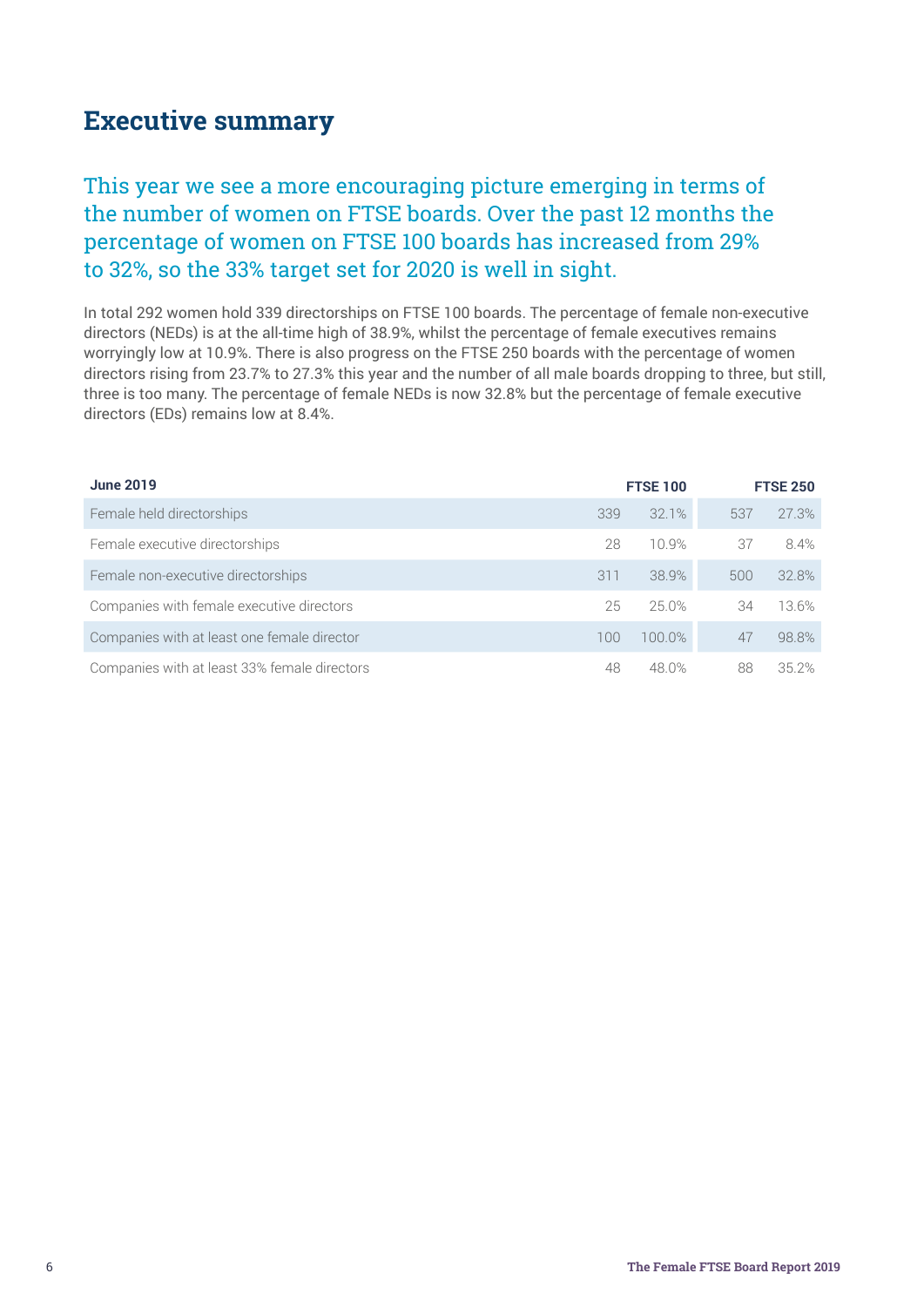# Executive summary

This year we see a more encouraging picture emerging in terms of the number of women on FTSE boards. Over the past 12 months the percentage of women on FTSE 100 boards has increased from 29% to 32%, so the 33% target set for 2020 is well in sight.

In total 292 women hold 339 directorships on FTSE 100 boards. The percentage of female non-executive directors (NEDs) is at the all-time high of 38.9%, whilst the percentage of female executives remains worryingly low at 10.9%. There is also progress on the FTSE 250 boards with the percentage of women directors rising from 23.7% to 27.3% this year and the number of all male boards dropping to three, but still, three is too many. The percentage of female NEDs is now 32.8% but the percentage of female executive directors (EDs) remains low at 8.4%.

| June 2019 | FTSE 100 | | FTSE 250 | |
|---|---|---|---|---|
| Female held directorships | 339 | 32.1% | 537 | 27.3% |
| Female executive directorships | 28 | 10.9% | 37 | 8.4% |
| Female non-executive directorships | 311 | 38.9% | 500 | 32.8% |
| Companies with female executive directors | 25 | 25.0% | 34 | 13.6% |
| Companies with at least one female director | 100 | 100.0% | 47 | 98.8% |
| Companies with at least 33% female directors | 48 | 48.0% | 88 | 35.2% |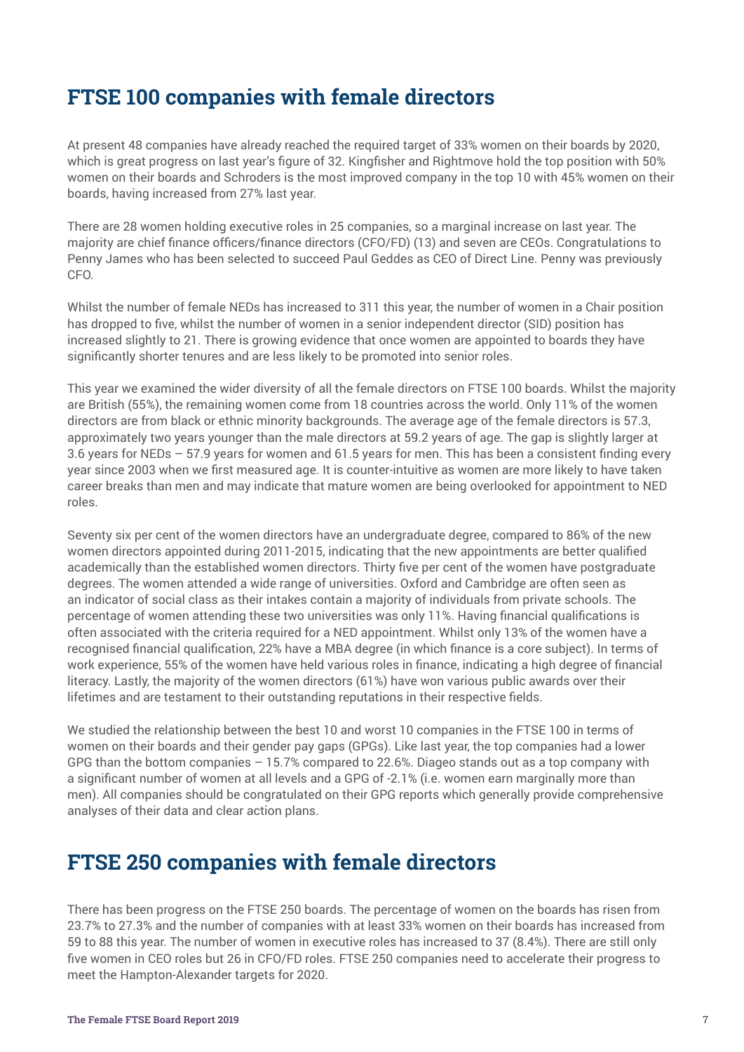## FTSE 100 companies with female directors

At present 48 companies have already reached the required target of 33% women on their boards by 2020, which is great progress on last year's figure of 32. Kingfisher and Rightmove hold the top position with 50% women on their boards and Schroders is the most improved company in the top 10 with 45% women on their boards, having increased from 27% last year.

There are 28 women holding executive roles in 25 companies, so a marginal increase on last year. The majority are chief finance officers/finance directors (CFO/FD) (13) and seven are CEOs. Congratulations to Penny James who has been selected to succeed Paul Geddes as CEO of Direct Line. Penny was previously CFO.

Whilst the number of female NEDs has increased to 311 this year, the number of women in a Chair position has dropped to five, whilst the number of women in a senior independent director (SID) position has increased slightly to 21. There is growing evidence that once women are appointed to boards they have significantly shorter tenures and are less likely to be promoted into senior roles.

This year we examined the wider diversity of all the female directors on FTSE 100 boards. Whilst the majority are British (55%), the remaining women come from 18 countries across the world. Only 11% of the women directors are from black or ethnic minority backgrounds. The average age of the female directors is 57.3, approximately two years younger than the male directors at 59.2 years of age. The gap is slightly larger at 3.6 years for NEDs – 57.9 years for women and 61.5 years for men. This has been a consistent finding every year since 2003 when we first measured age. It is counter-intuitive as women are more likely to have taken career breaks than men and may indicate that mature women are being overlooked for appointment to NED roles.

Seventy six per cent of the women directors have an undergraduate degree, compared to 86% of the new women directors appointed during 2011-2015, indicating that the new appointments are better qualified academically than the established women directors. Thirty five per cent of the women have postgraduate degrees. The women attended a wide range of universities. Oxford and Cambridge are often seen as an indicator of social class as their intakes contain a majority of individuals from private schools. The percentage of women attending these two universities was only 11%. Having financial qualifications is often associated with the criteria required for a NED appointment. Whilst only 13% of the women have a recognised financial qualification, 22% have a MBA degree (in which finance is a core subject). In terms of work experience, 55% of the women have held various roles in finance, indicating a high degree of financial literacy. Lastly, the majority of the women directors (61%) have won various public awards over their lifetimes and are testament to their outstanding reputations in their respective fields.

We studied the relationship between the best 10 and worst 10 companies in the FTSE 100 in terms of women on their boards and their gender pay gaps (GPGs). Like last year, the top companies had a lower GPG than the bottom companies – 15.7% compared to 22.6%. Diageo stands out as a top company with a significant number of women at all levels and a GPG of -2.1% (i.e. women earn marginally more than men). All companies should be congratulated on their GPG reports which generally provide comprehensive analyses of their data and clear action plans.

## FTSE 250 companies with female directors

There has been progress on the FTSE 250 boards. The percentage of women on the boards has risen from 23.7% to 27.3% and the number of companies with at least 33% women on their boards has increased from 59 to 88 this year. The number of women in executive roles has increased to 37 (8.4%). There are still only five women in CEO roles but 26 in CFO/FD roles. FTSE 250 companies need to accelerate their progress to meet the Hampton-Alexander targets for 2020.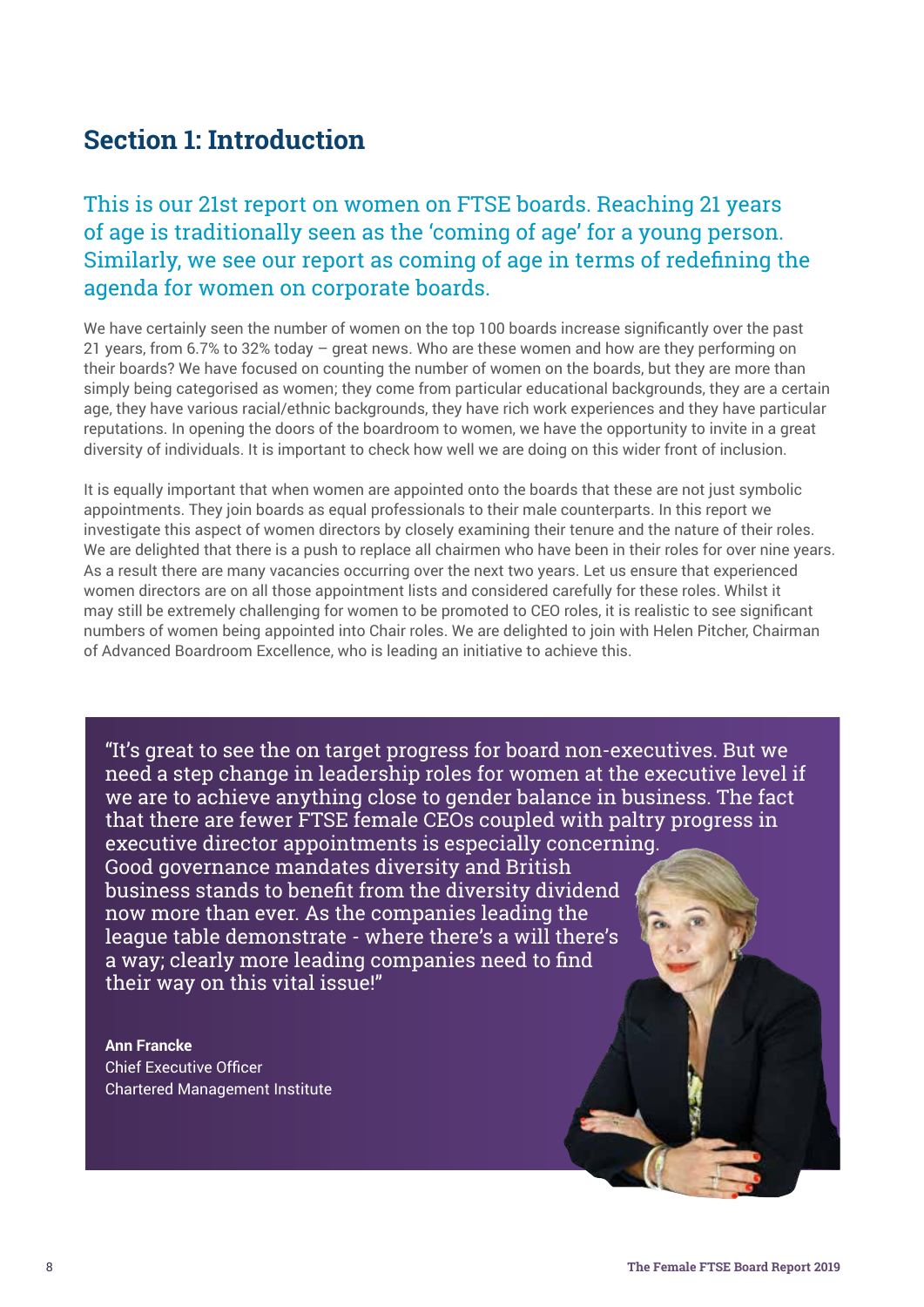# Section 1: Introduction

This is our 21st report on women on FTSE boards. Reaching 21 years of age is traditionally seen as the 'coming of age' for a young person. Similarly, we see our report as coming of age in terms of redefining the agenda for women on corporate boards.

We have certainly seen the number of women on the top 100 boards increase significantly over the past 21 years, from 6.7% to 32% today – great news. Who are these women and how are they performing on their boards? We have focused on counting the number of women on the boards, but they are more than simply being categorised as women; they come from particular educational backgrounds, they are a certain age, they have various racial/ethnic backgrounds, they have rich work experiences and they have particular reputations. In opening the doors of the boardroom to women, we have the opportunity to invite in a great diversity of individuals. It is important to check how well we are doing on this wider front of inclusion.

It is equally important that when women are appointed onto the boards that these are not just symbolic appointments. They join boards as equal professionals to their male counterparts. In this report we investigate this aspect of women directors by closely examining their tenure and the nature of their roles. We are delighted that there is a push to replace all chairmen who have been in their roles for over nine years. As a result there are many vacancies occurring over the next two years. Let us ensure that experienced women directors are on all those appointment lists and considered carefully for these roles. Whilst it may still be extremely challenging for women to be promoted to CEO roles, it is realistic to see significant numbers of women being appointed into Chair roles. We are delighted to join with Helen Pitcher, Chairman of Advanced Boardroom Excellence, who is leading an initiative to achieve this.

"It's great to see the on target progress for board non-executives. But we need a step change in leadership roles for women at the executive level if we are to achieve anything close to gender balance in business. The fact that there are fewer FTSE female CEOs coupled with paltry progress in executive director appointments is especially concerning. Good governance mandates diversity and British business stands to benefit from the diversity dividend now more than ever. As the companies leading the league table demonstrate - where there's a will there's a way; clearly more leading companies need to find their way on this vital issue!"

**Ann Francke**
Chief Executive Officer
Chartered Management Institute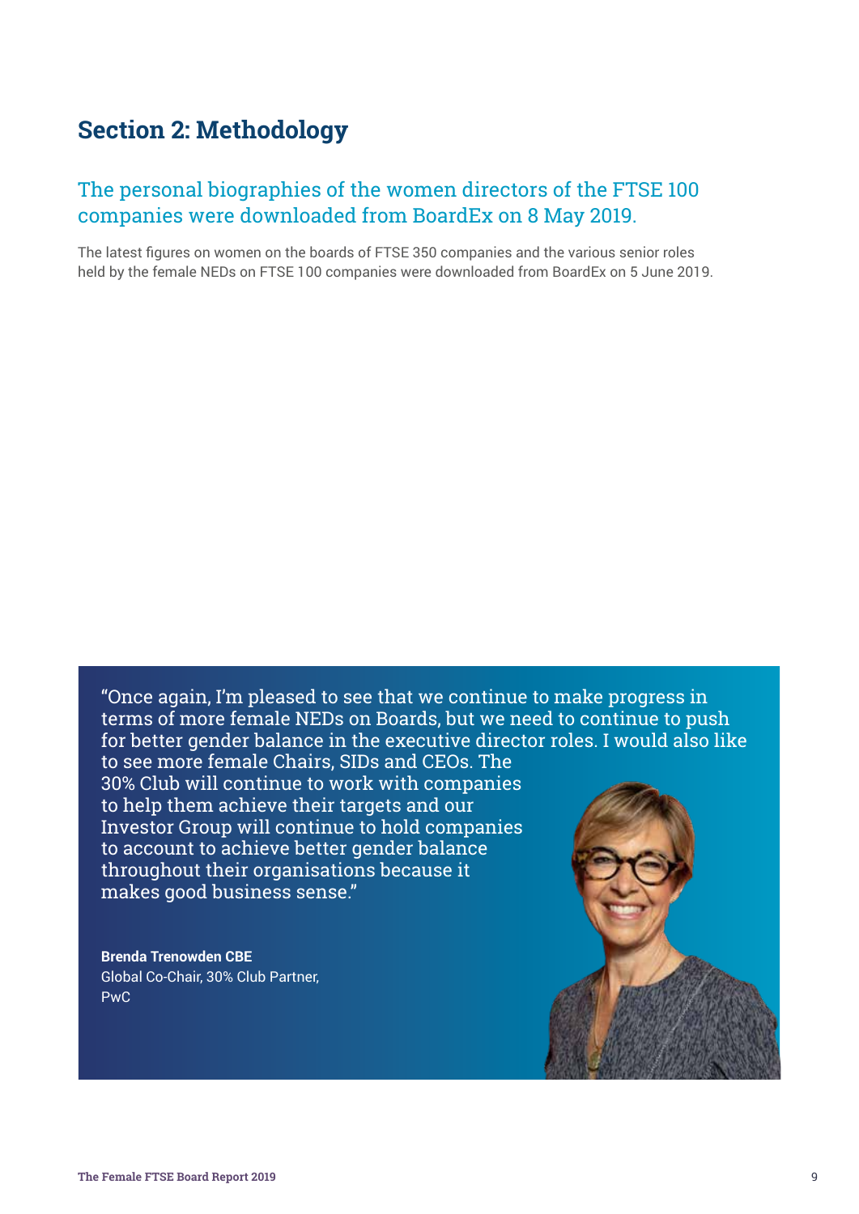## Section 2: Methodology

### The personal biographies of the women directors of the FTSE 100 companies were downloaded from BoardEx on 8 May 2019.

The latest figures on women on the boards of FTSE 350 companies and the various senior roles held by the female NEDs on FTSE 100 companies were downloaded from BoardEx on 5 June 2019.

"Once again, I'm pleased to see that we continue to make progress in terms of more female NEDs on Boards, but we need to continue to push for better gender balance in the executive director roles. I would also like to see more female Chairs, SIDs and CEOs. The 30% Club will continue to work with companies to help them achieve their targets and our Investor Group will continue to hold companies to account to achieve better gender balance throughout their organisations because it makes good business sense."

**Brenda Trenowden CBE**
Global Co-Chair, 30% Club Partner, PwC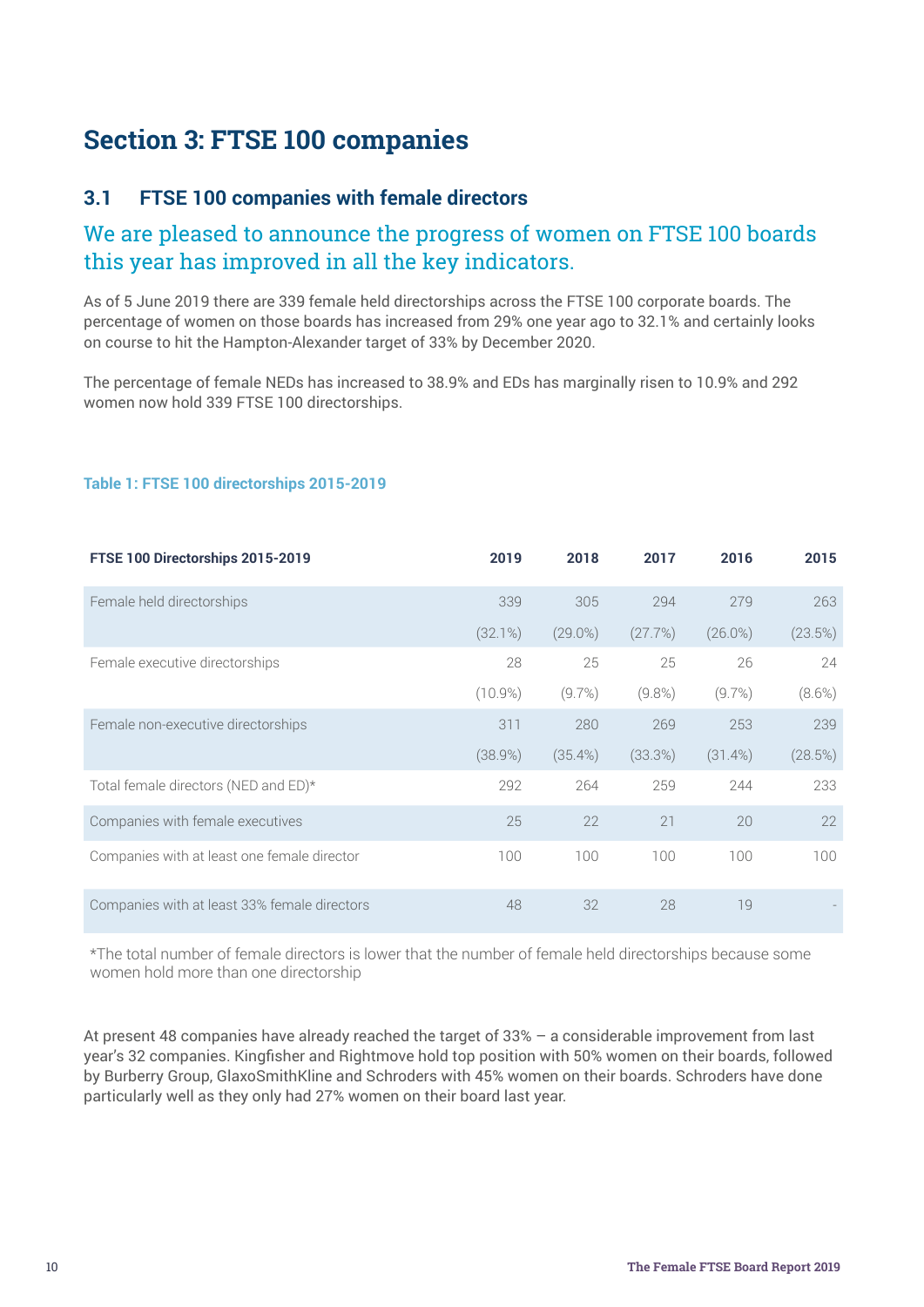# Section 3: FTSE 100 companies

## 3.1 FTSE 100 companies with female directors

### We are pleased to announce the progress of women on FTSE 100 boards this year has improved in all the key indicators.

As of 5 June 2019 there are 339 female held directorships across the FTSE 100 corporate boards. The percentage of women on those boards has increased from 29% one year ago to 32.1% and certainly looks on course to hit the Hampton-Alexander target of 33% by December 2020.

The percentage of female NEDs has increased to 38.9% and EDs has marginally risen to 10.9% and 292 women now hold 339 FTSE 100 directorships.

**Table 1: FTSE 100 directorships 2015-2019**

| FTSE 100 Directorships 2015-2019 | 2019 | 2018 | 2017 | 2016 | 2015 |
|---|---|---|---|---|---|
| Female held directorships | 339 | 305 | 294 | 279 | 263 |
| | (32.1%) | (29.0%) | (27.7%) | (26.0%) | (23.5%) |
| Female executive directorships | 28 | 25 | 25 | 26 | 24 |
| | (10.9%) | (9.7%) | (9.8%) | (9.7%) | (8.6%) |
| Female non-executive directorships | 311 | 280 | 269 | 253 | 239 |
| | (38.9%) | (35.4%) | (33.3%) | (31.4%) | (28.5%) |
| Total female directors (NED and ED)* | 292 | 264 | 259 | 244 | 233 |
| Companies with female executives | 25 | 22 | 21 | 20 | 22 |
| Companies with at least one female director | 100 | 100 | 100 | 100 | 100 |
| Companies with at least 33% female directors | 48 | 32 | 28 | 19 | - |

*The total number of female directors is lower that the number of female held directorships because some women hold more than one directorship

At present 48 companies have already reached the target of 33% – a considerable improvement from last year's 32 companies. Kingfisher and Rightmove hold top position with 50% women on their boards, followed by Burberry Group, GlaxoSmithKline and Schroders with 45% women on their boards. Schroders have done particularly well as they only had 27% women on their board last year.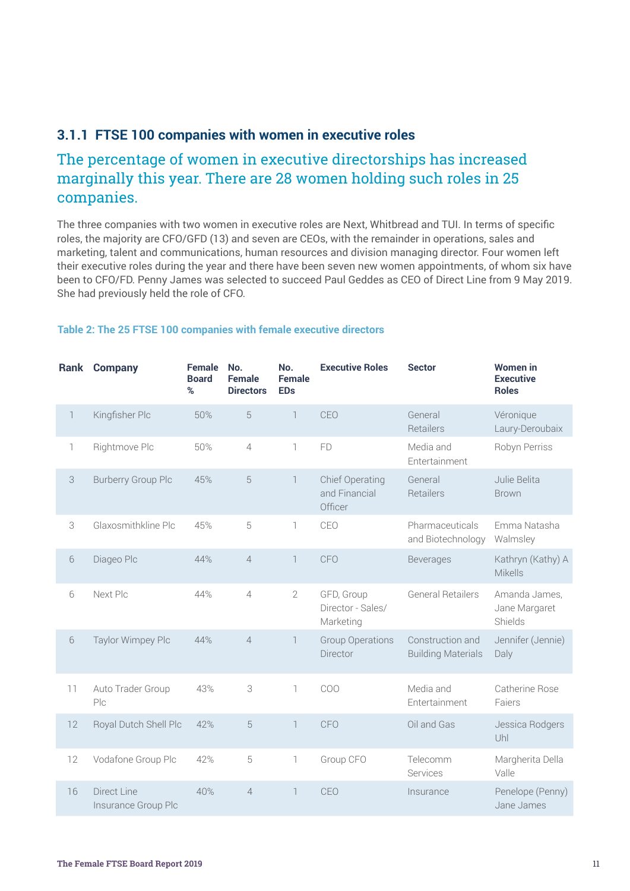### 3.1.1 FTSE 100 companies with women in executive roles

## The percentage of women in executive directorships has increased marginally this year. There are 28 women holding such roles in 25 companies.

The three companies with two women in executive roles are Next, Whitbread and TUI. In terms of specific roles, the majority are CFO/GFD (13) and seven are CEOs, with the remainder in operations, sales and marketing, talent and communications, human resources and division managing director. Four women left their executive roles during the year and there have been seven new women appointments, of whom six have been to CFO/FD. Penny James was selected to succeed Paul Geddes as CEO of Direct Line from 9 May 2019. She had previously held the role of CFO.

**Table 2: The 25 FTSE 100 companies with female executive directors**

| Rank | Company | Female Board % | No. Female Directors | No. Female EDs | Executive Roles | Sector | Women in Executive Roles |
|---|---|---|---|---|---|---|---|
| 1 | Kingfisher Plc | 50% | 5 | 1 | CEO | General Retailers | Véronique Laury-Deroubaix |
| 1 | Rightmove Plc | 50% | 4 | 1 | FD | Media and Entertainment | Robyn Perriss |
| 3 | Burberry Group Plc | 45% | 5 | 1 | Chief Operating and Financial Officer | General Retailers | Julie Belita Brown |
| 3 | Glaxosmithkline Plc | 45% | 5 | 1 | CEO | Pharmaceuticals and Biotechnology | Emma Natasha Walmsley |
| 6 | Diageo Plc | 44% | 4 | 1 | CFO | Beverages | Kathryn (Kathy) A Mikells |
| 6 | Next Plc | 44% | 4 | 2 | GFD, Group Director - Sales/ Marketing | General Retailers | Amanda James, Jane Margaret Shields |
| 6 | Taylor Wimpey Plc | 44% | 4 | 1 | Group Operations Director | Construction and Building Materials | Jennifer (Jennie) Daly |
| 11 | Auto Trader Group Plc | 43% | 3 | 1 | COO | Media and Entertainment | Catherine Rose Faiers |
| 12 | Royal Dutch Shell Plc | 42% | 5 | 1 | CFO | Oil and Gas | Jessica Rodgers Uhl |
| 12 | Vodafone Group Plc | 42% | 5 | 1 | Group CFO | Telecomm Services | Margherita Della Valle |
| 16 | Direct Line Insurance Group Plc | 40% | 4 | 1 | CEO | Insurance | Penelope (Penny) Jane James |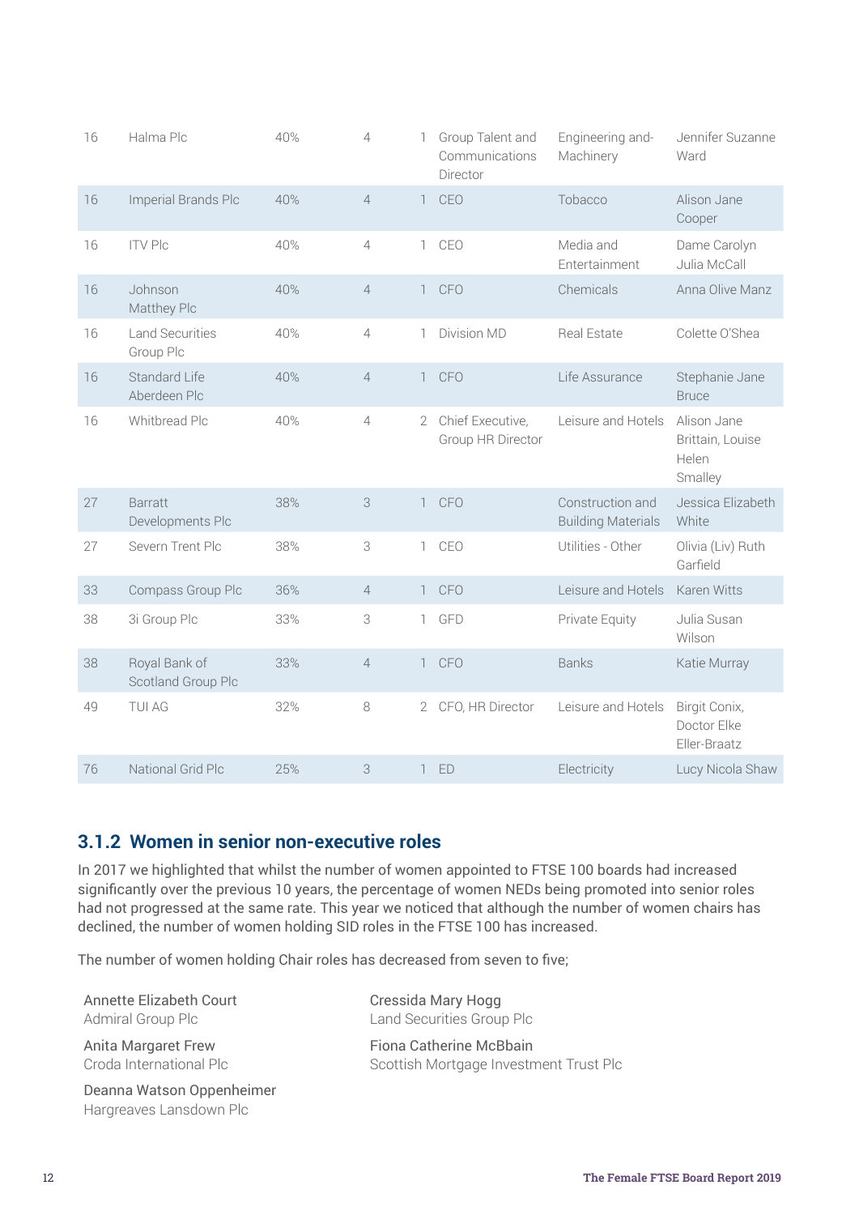| | | | | | | | |
|---|---|---|---|---|---|---|---|
| 16 | Halma Plc | 40% | 4 | 1 | Group Talent and Communications Director | Engineering and-Machinery | Jennifer Suzanne Ward |
| 16 | Imperial Brands Plc | 40% | 4 | 1 | CEO | Tobacco | Alison Jane Cooper |
| 16 | ITV Plc | 40% | 4 | 1 | CEO | Media and Entertainment | Dame Carolyn Julia McCall |
| 16 | Johnson Matthey Plc | 40% | 4 | 1 | CFO | Chemicals | Anna Olive Manz |
| 16 | Land Securities Group Plc | 40% | 4 | 1 | Division MD | Real Estate | Colette O'Shea |
| 16 | Standard Life Aberdeen Plc | 40% | 4 | 1 | CFO | Life Assurance | Stephanie Jane Bruce |
| 16 | Whitbread Plc | 40% | 4 | 2 | Chief Executive, Group HR Director | Leisure and Hotels | Alison Jane Brittain, Louise Helen Smalley |
| 27 | Barratt Developments Plc | 38% | 3 | 1 | CFO | Construction and Building Materials | Jessica Elizabeth White |
| 27 | Severn Trent Plc | 38% | 3 | 1 | CEO | Utilities - Other | Olivia (Liv) Ruth Garfield |
| 33 | Compass Group Plc | 36% | 4 | 1 | CFO | Leisure and Hotels | Karen Witts |
| 38 | 3i Group Plc | 33% | 3 | 1 | GFD | Private Equity | Julia Susan Wilson |
| 38 | Royal Bank of Scotland Group Plc | 33% | 4 | 1 | CFO | Banks | Katie Murray |
| 49 | TUI AG | 32% | 8 | 2 | CFO, HR Director | Leisure and Hotels | Birgit Conix, Doctor Elke Eller-Braatz |
| 76 | National Grid Plc | 25% | 3 | 1 | ED | Electricity | Lucy Nicola Shaw |

### 3.1.2 Women in senior non-executive roles

In 2017 we highlighted that whilst the number of women appointed to FTSE 100 boards had increased significantly over the previous 10 years, the percentage of women NEDs being promoted into senior roles had not progressed at the same rate. This year we noticed that although the number of women chairs has declined, the number of women holding SID roles in the FTSE 100 has increased.

The number of women holding Chair roles has decreased from seven to five;

Annette Elizabeth Court
Admiral Group Plc

Anita Margaret Frew
Croda International Plc

Deanna Watson Oppenheimer
Hargreaves Lansdown Plc

Cressida Mary Hogg
Land Securities Group Plc

Fiona Catherine McBbain
Scottish Mortgage Investment Trust Plc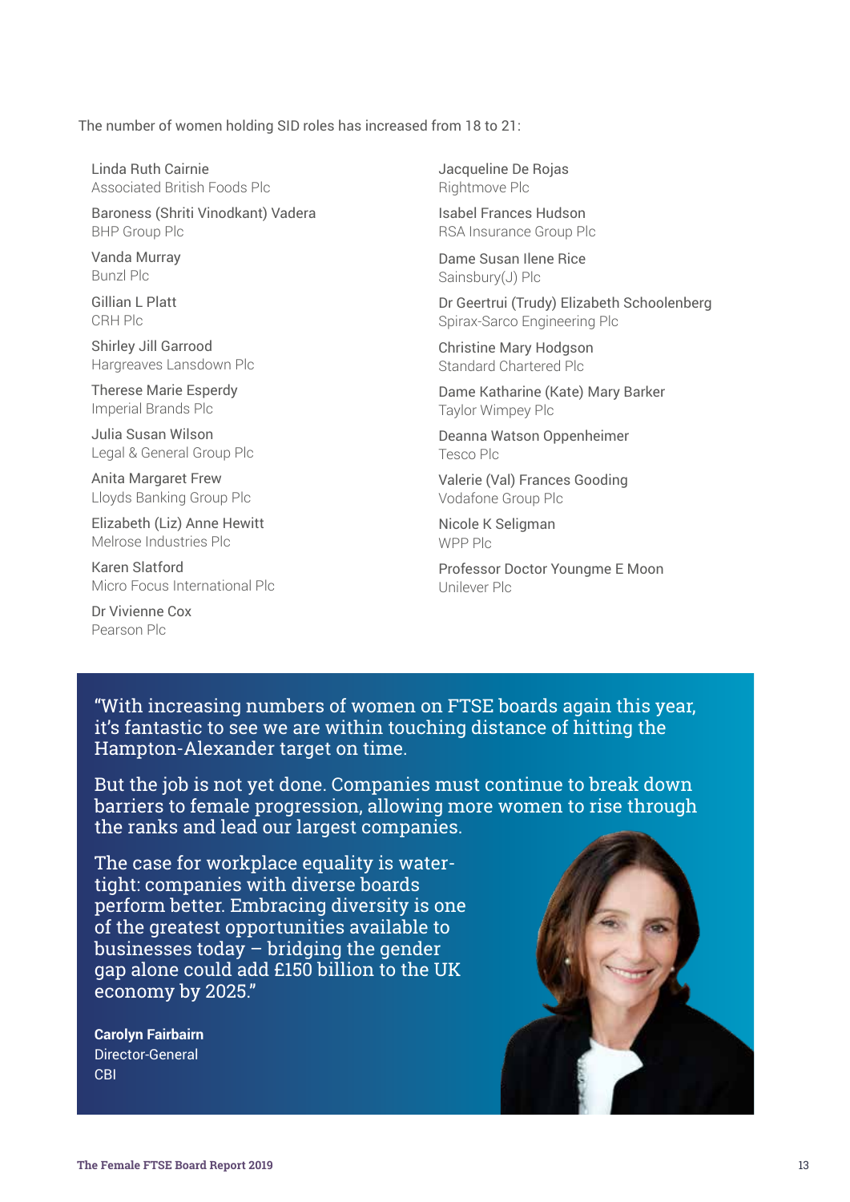The number of women holding SID roles has increased from 18 to 21:

Linda Ruth Cairnie
Associated British Foods Plc

Baroness (Shriti Vinodkant) Vadera
BHP Group Plc

Vanda Murray
Bunzl Plc

Gillian L Platt
CRH Plc

Shirley Jill Garrood
Hargreaves Lansdown Plc

Therese Marie Esperdy
Imperial Brands Plc

Julia Susan Wilson
Legal & General Group Plc

Anita Margaret Frew
Lloyds Banking Group Plc

Elizabeth (Liz) Anne Hewitt
Melrose Industries Plc

Karen Slatford
Micro Focus International Plc

Dr Vivienne Cox
Pearson Plc

Jacqueline De Rojas
Rightmove Plc

Isabel Frances Hudson
RSA Insurance Group Plc

Dame Susan Ilene Rice
Sainsbury(J) Plc

Dr Geertrui (Trudy) Elizabeth Schoolenberg
Spirax-Sarco Engineering Plc

Christine Mary Hodgson
Standard Chartered Plc

Dame Katharine (Kate) Mary Barker
Taylor Wimpey Plc

Deanna Watson Oppenheimer
Tesco Plc

Valerie (Val) Frances Gooding
Vodafone Group Plc

Nicole K Seligman
WPP Plc

Professor Doctor Youngme E Moon
Unilever Plc

"With increasing numbers of women on FTSE boards again this year, it's fantastic to see we are within touching distance of hitting the Hampton-Alexander target on time.

But the job is not yet done. Companies must continue to break down barriers to female progression, allowing more women to rise through the ranks and lead our largest companies.

The case for workplace equality is water-tight: companies with diverse boards perform better. Embracing diversity is one of the greatest opportunities available to businesses today – bridging the gender gap alone could add £150 billion to the UK economy by 2025."

**Carolyn Fairbairn**
Director-General
CBI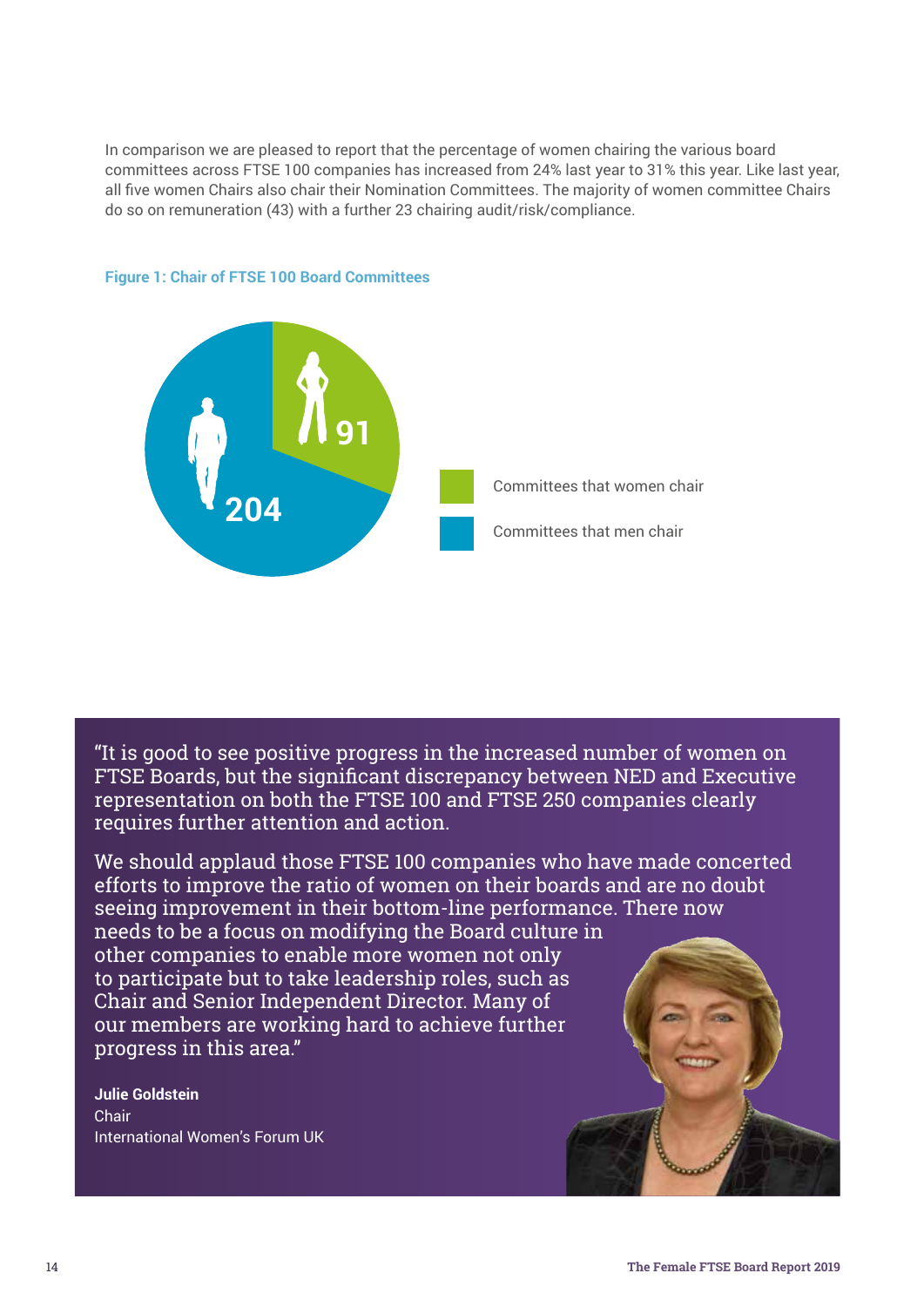In comparison we are pleased to report that the percentage of women chairing the various board committees across FTSE 100 companies has increased from 24% last year to 31% this year. Like last year, all five women Chairs also chair their Nomination Committees. The majority of women committee Chairs do so on remuneration (43) with a further 23 chairing audit/risk/compliance.

**Figure 1: Chair of FTSE 100 Board Committees**

| | Number |
|---|---|
| Committees that women chair | 91 |
| Committees that men chair | 204 |

"It is good to see positive progress in the increased number of women on FTSE Boards, but the significant discrepancy between NED and Executive representation on both the FTSE 100 and FTSE 250 companies clearly requires further attention and action.

We should applaud those FTSE 100 companies who have made concerted efforts to improve the ratio of women on their boards and are no doubt seeing improvement in their bottom-line performance. There now needs to be a focus on modifying the Board culture in other companies to enable more women not only to participate but to take leadership roles, such as Chair and Senior Independent Director. Many of our members are working hard to achieve further progress in this area."

**Julie Goldstein**
Chair
International Women's Forum UK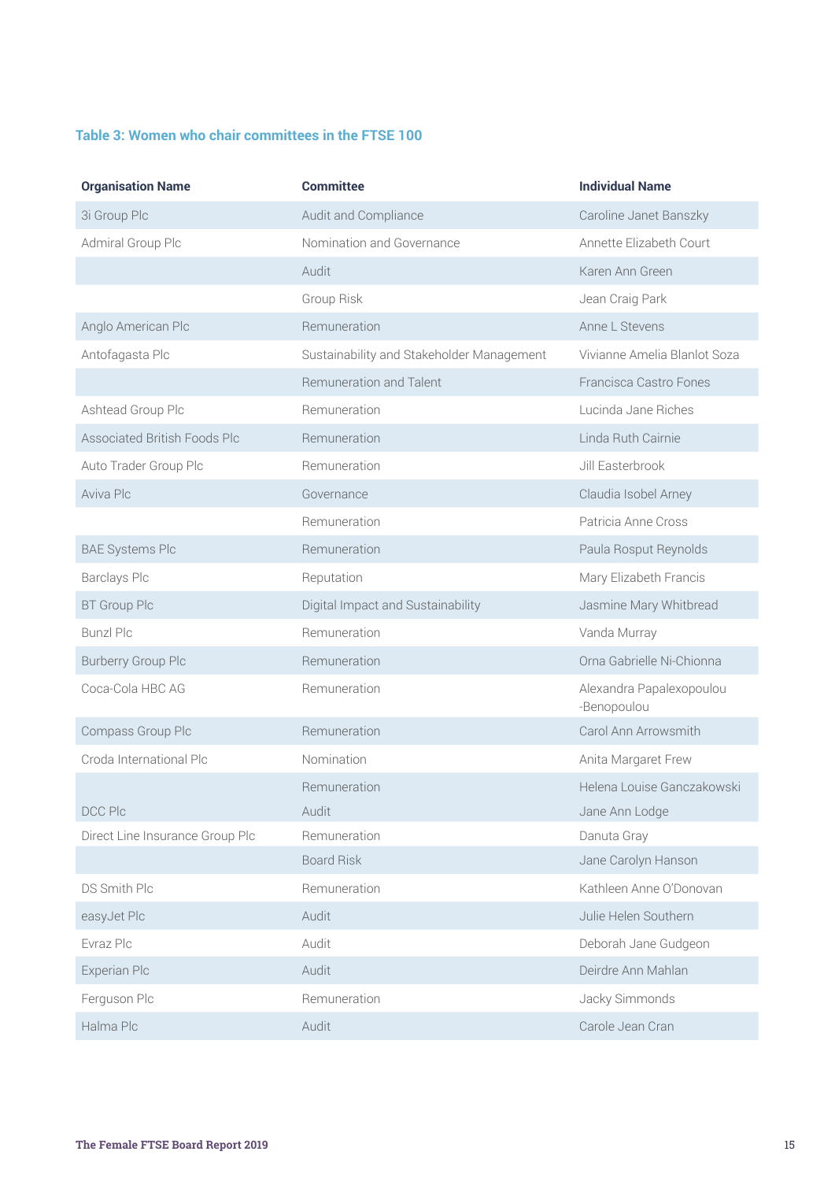### Table 3: Women who chair committees in the FTSE 100

| Organisation Name | Committee | Individual Name |
|---|---|---|
| 3i Group Plc | Audit and Compliance | Caroline Janet Banszky |
| Admiral Group Plc | Nomination and Governance | Annette Elizabeth Court |
| | Audit | Karen Ann Green |
| | Group Risk | Jean Craig Park |
| Anglo American Plc | Remuneration | Anne L Stevens |
| Antofagasta Plc | Sustainability and Stakeholder Management | Vivianne Amelia Blanlot Soza |
| | Remuneration and Talent | Francisca Castro Fones |
| Ashtead Group Plc | Remuneration | Lucinda Jane Riches |
| Associated British Foods Plc | Remuneration | Linda Ruth Cairnie |
| Auto Trader Group Plc | Remuneration | Jill Easterbrook |
| Aviva Plc | Governance | Claudia Isobel Arney |
| | Remuneration | Patricia Anne Cross |
| BAE Systems Plc | Remuneration | Paula Rosput Reynolds |
| Barclays Plc | Reputation | Mary Elizabeth Francis |
| BT Group Plc | Digital Impact and Sustainability | Jasmine Mary Whitbread |
| Bunzl Plc | Remuneration | Vanda Murray |
| Burberry Group Plc | Remuneration | Orna Gabrielle Ni-Chionna |
| Coca-Cola HBC AG | Remuneration | Alexandra Papalexopoulou -Benopoulou |
| Compass Group Plc | Remuneration | Carol Ann Arrowsmith |
| Croda International Plc | Nomination | Anita Margaret Frew |
| | Remuneration | Helena Louise Ganczakowski |
| DCC Plc | Audit | Jane Ann Lodge |
| Direct Line Insurance Group Plc | Remuneration | Danuta Gray |
| | Board Risk | Jane Carolyn Hanson |
| DS Smith Plc | Remuneration | Kathleen Anne O'Donovan |
| easyJet Plc | Audit | Julie Helen Southern |
| Evraz Plc | Audit | Deborah Jane Gudgeon |
| Experian Plc | Audit | Deirdre Ann Mahlan |
| Ferguson Plc | Remuneration | Jacky Simmonds |
| Halma Plc | Audit | Carole Jean Cran |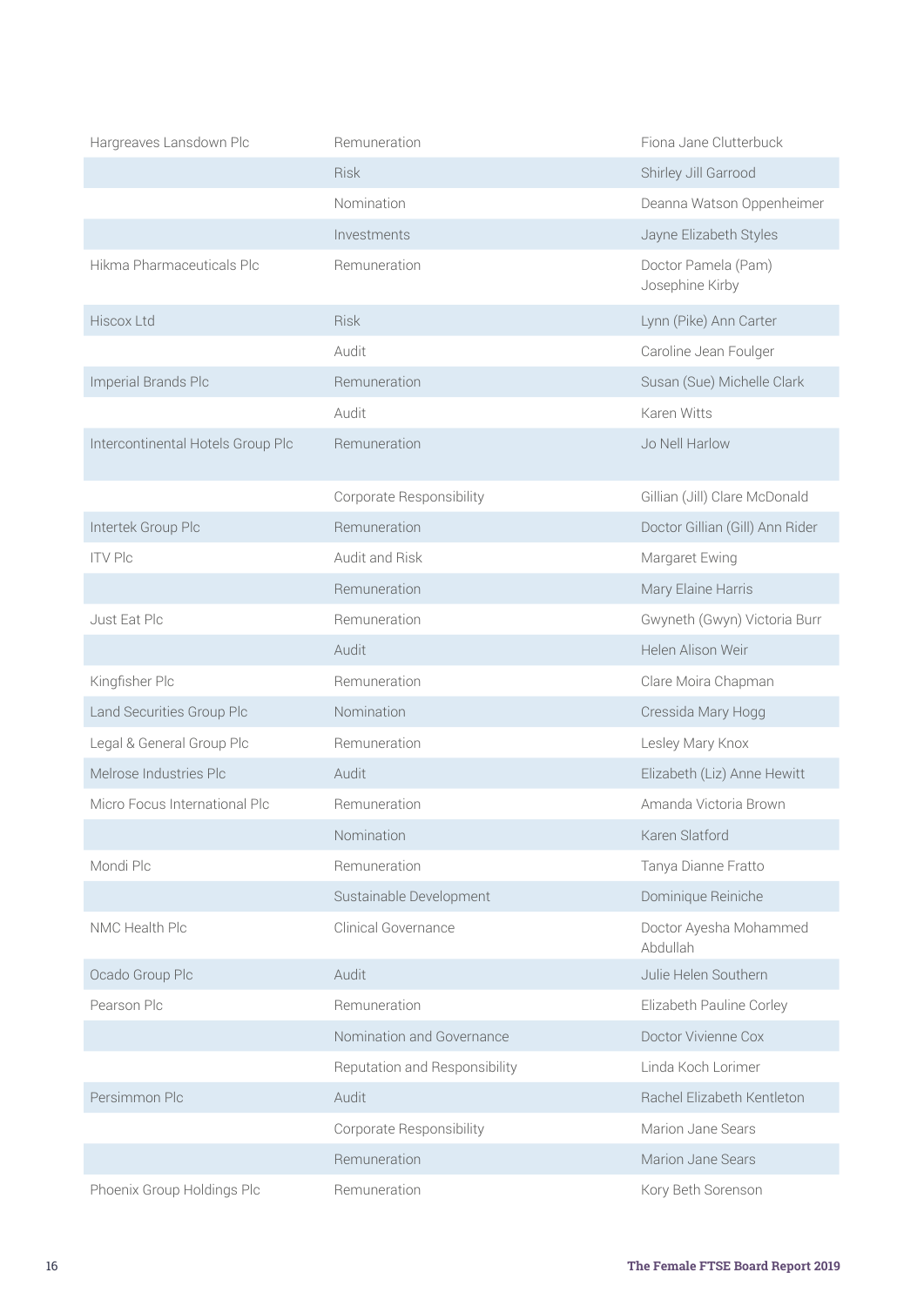| | | |
|---|---|---|
| Hargreaves Lansdown Plc | Remuneration | Fiona Jane Clutterbuck |
| | Risk | Shirley Jill Garrood |
| | Nomination | Deanna Watson Oppenheimer |
| | Investments | Jayne Elizabeth Styles |
| Hikma Pharmaceuticals Plc | Remuneration | Doctor Pamela (Pam) Josephine Kirby |
| Hiscox Ltd | Risk | Lynn (Pike) Ann Carter |
| | Audit | Caroline Jean Foulger |
| Imperial Brands Plc | Remuneration | Susan (Sue) Michelle Clark |
| | Audit | Karen Witts |
| Intercontinental Hotels Group Plc | Remuneration | Jo Nell Harlow |
| | Corporate Responsibility | Gillian (Jill) Clare McDonald |
| Intertek Group Plc | Remuneration | Doctor Gillian (Gill) Ann Rider |
| ITV Plc | Audit and Risk | Margaret Ewing |
| | Remuneration | Mary Elaine Harris |
| Just Eat Plc | Remuneration | Gwyneth (Gwyn) Victoria Burr |
| | Audit | Helen Alison Weir |
| Kingfisher Plc | Remuneration | Clare Moira Chapman |
| Land Securities Group Plc | Nomination | Cressida Mary Hogg |
| Legal & General Group Plc | Remuneration | Lesley Mary Knox |
| Melrose Industries Plc | Audit | Elizabeth (Liz) Anne Hewitt |
| Micro Focus International Plc | Remuneration | Amanda Victoria Brown |
| | Nomination | Karen Slatford |
| Mondi Plc | Remuneration | Tanya Dianne Fratto |
| | Sustainable Development | Dominique Reiniche |
| NMC Health Plc | Clinical Governance | Doctor Ayesha Mohammed Abdullah |
| Ocado Group Plc | Audit | Julie Helen Southern |
| Pearson Plc | Remuneration | Elizabeth Pauline Corley |
| | Nomination and Governance | Doctor Vivienne Cox |
| | Reputation and Responsibility | Linda Koch Lorimer |
| Persimmon Plc | Audit | Rachel Elizabeth Kentleton |
| | Corporate Responsibility | Marion Jane Sears |
| | Remuneration | Marion Jane Sears |
| Phoenix Group Holdings Plc | Remuneration | Kory Beth Sorenson |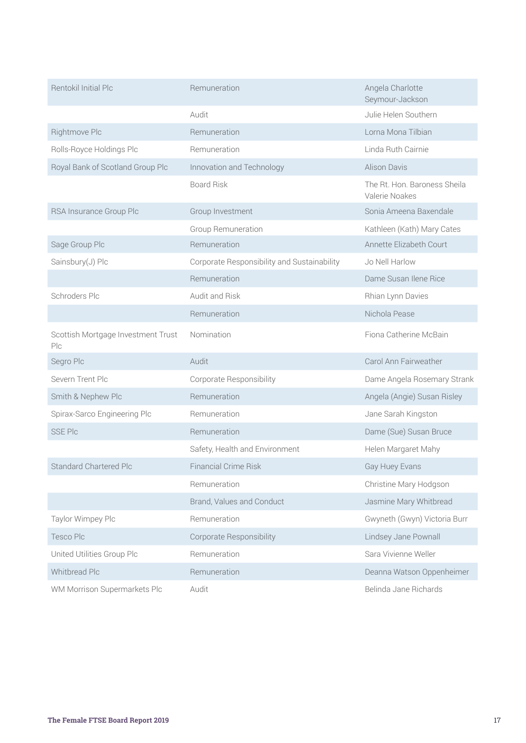| | | |
|---|---|---|
| Rentokil Initial Plc | Remuneration | Angela Charlotte Seymour-Jackson |
| | Audit | Julie Helen Southern |
| Rightmove Plc | Remuneration | Lorna Mona Tilbian |
| Rolls-Royce Holdings Plc | Remuneration | Linda Ruth Cairnie |
| Royal Bank of Scotland Group Plc | Innovation and Technology | Alison Davis |
| | Board Risk | The Rt. Hon. Baroness Sheila Valerie Noakes |
| RSA Insurance Group Plc | Group Investment | Sonia Ameena Baxendale |
| | Group Remuneration | Kathleen (Kath) Mary Cates |
| Sage Group Plc | Remuneration | Annette Elizabeth Court |
| Sainsbury(J) Plc | Corporate Responsibility and Sustainability | Jo Nell Harlow |
| | Remuneration | Dame Susan Ilene Rice |
| Schroders Plc | Audit and Risk | Rhian Lynn Davies |
| | Remuneration | Nichola Pease |
| Scottish Mortgage Investment Trust Plc | Nomination | Fiona Catherine McBain |
| Segro Plc | Audit | Carol Ann Fairweather |
| Severn Trent Plc | Corporate Responsibility | Dame Angela Rosemary Strank |
| Smith & Nephew Plc | Remuneration | Angela (Angie) Susan Risley |
| Spirax-Sarco Engineering Plc | Remuneration | Jane Sarah Kingston |
| SSE Plc | Remuneration | Dame (Sue) Susan Bruce |
| | Safety, Health and Environment | Helen Margaret Mahy |
| Standard Chartered Plc | Financial Crime Risk | Gay Huey Evans |
| | Remuneration | Christine Mary Hodgson |
| | Brand, Values and Conduct | Jasmine Mary Whitbread |
| Taylor Wimpey Plc | Remuneration | Gwyneth (Gwyn) Victoria Burr |
| Tesco Plc | Corporate Responsibility | Lindsey Jane Pownall |
| United Utilities Group Plc | Remuneration | Sara Vivienne Weller |
| Whitbread Plc | Remuneration | Deanna Watson Oppenheimer |
| WM Morrison Supermarkets Plc | Audit | Belinda Jane Richards |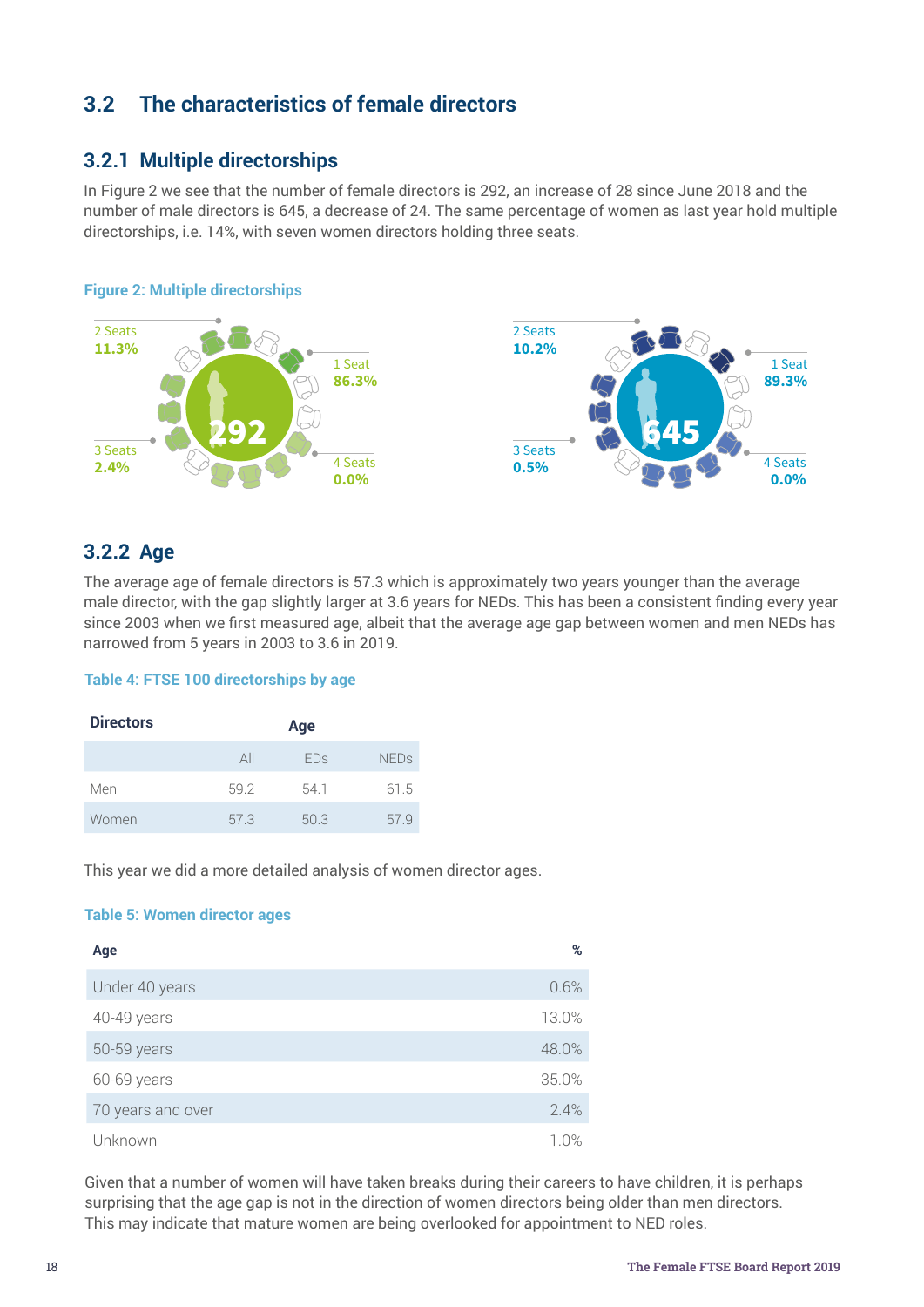## 3.2 The characteristics of female directors

### 3.2.1 Multiple directorships

In Figure 2 we see that the number of female directors is 292, an increase of 28 since June 2018 and the number of male directors is 645, a decrease of 24. The same percentage of women as last year hold multiple directorships, i.e. 14%, with seven women directors holding three seats.

**Figure 2: Multiple directorships**

| | Women (292) | Men (645) |
|---|---|---|
| 1 Seat | 86.3% | 89.3% |
| 2 Seats | 11.3% | 10.2% |
| 3 Seats | 2.4% | 0.5% |
| 4 Seats | 0.0% | 0.0% |

### 3.2.2 Age

The average age of female directors is 57.3 which is approximately two years younger than the average male director, with the gap slightly larger at 3.6 years for NEDs. This has been a consistent finding every year since 2003 when we first measured age, albeit that the average age gap between women and men NEDs has narrowed from 5 years in 2003 to 3.6 in 2019.

**Table 4: FTSE 100 directorships by age**

| Directors | Age | | |
|---|---|---|---|
| | All | EDs | NEDs |
| Men | 59.2 | 54.1 | 61.5 |
| Women | 57.3 | 50.3 | 57.9 |

This year we did a more detailed analysis of women director ages.

**Table 5: Women director ages**

| Age | % |
|---|---|
| Under 40 years | 0.6% |
| 40-49 years | 13.0% |
| 50-59 years | 48.0% |
| 60-69 years | 35.0% |
| 70 years and over | 2.4% |
| Unknown | 1.0% |

Given that a number of women will have taken breaks during their careers to have children, it is perhaps surprising that the age gap is not in the direction of women directors being older than men directors. This may indicate that mature women are being overlooked for appointment to NED roles.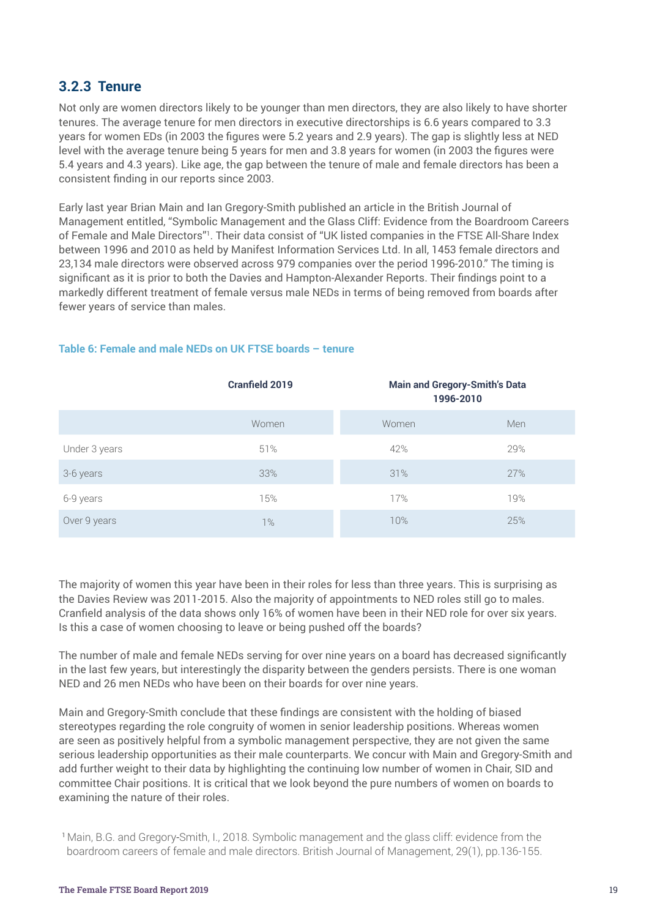### 3.2.3 Tenure

Not only are women directors likely to be younger than men directors, they are also likely to have shorter tenures. The average tenure for men directors in executive directorships is 6.6 years compared to 3.3 years for women EDs (in 2003 the figures were 5.2 years and 2.9 years). The gap is slightly less at NED level with the average tenure being 5 years for men and 3.8 years for women (in 2003 the figures were 5.4 years and 4.3 years). Like age, the gap between the tenure of male and female directors has been a consistent finding in our reports since 2003.

Early last year Brian Main and Ian Gregory-Smith published an article in the British Journal of Management entitled, "Symbolic Management and the Glass Cliff: Evidence from the Boardroom Careers of Female and Male Directors"[1]. Their data consist of "UK listed companies in the FTSE All-Share Index between 1996 and 2010 as held by Manifest Information Services Ltd. In all, 1453 female directors and 23,134 male directors were observed across 979 companies over the period 1996-2010." The timing is significant as it is prior to both the Davies and Hampton-Alexander Reports. Their findings point to a markedly different treatment of female versus male NEDs in terms of being removed from boards after fewer years of service than males.

**Table 6: Female and male NEDs on UK FTSE boards – tenure**

| | Cranfield 2019 | Main and Gregory-Smith's Data 1996-2010 | |
|---|---|---|---|
| | Women | Women | Men |
| Under 3 years | 51% | 42% | 29% |
| 3-6 years | 33% | 31% | 27% |
| 6-9 years | 15% | 17% | 19% |
| Over 9 years | 1% | 10% | 25% |

The majority of women this year have been in their roles for less than three years. This is surprising as the Davies Review was 2011-2015. Also the majority of appointments to NED roles still go to males. Cranfield analysis of the data shows only 16% of women have been in their NED role for over six years. Is this a case of women choosing to leave or being pushed off the boards?

The number of male and female NEDs serving for over nine years on a board has decreased significantly in the last few years, but interestingly the disparity between the genders persists. There is one woman NED and 26 men NEDs who have been on their boards for over nine years.

Main and Gregory-Smith conclude that these findings are consistent with the holding of biased stereotypes regarding the role congruity of women in senior leadership positions. Whereas women are seen as positively helpful from a symbolic management perspective, they are not given the same serious leadership opportunities as their male counterparts. We concur with Main and Gregory-Smith and add further weight to their data by highlighting the continuing low number of women in Chair, SID and committee Chair positions. It is critical that we look beyond the pure numbers of women on boards to examining the nature of their roles.

[1] Main, B.G. and Gregory-Smith, I., 2018. Symbolic management and the glass cliff: evidence from the boardroom careers of female and male directors. British Journal of Management, 29(1), pp.136-155.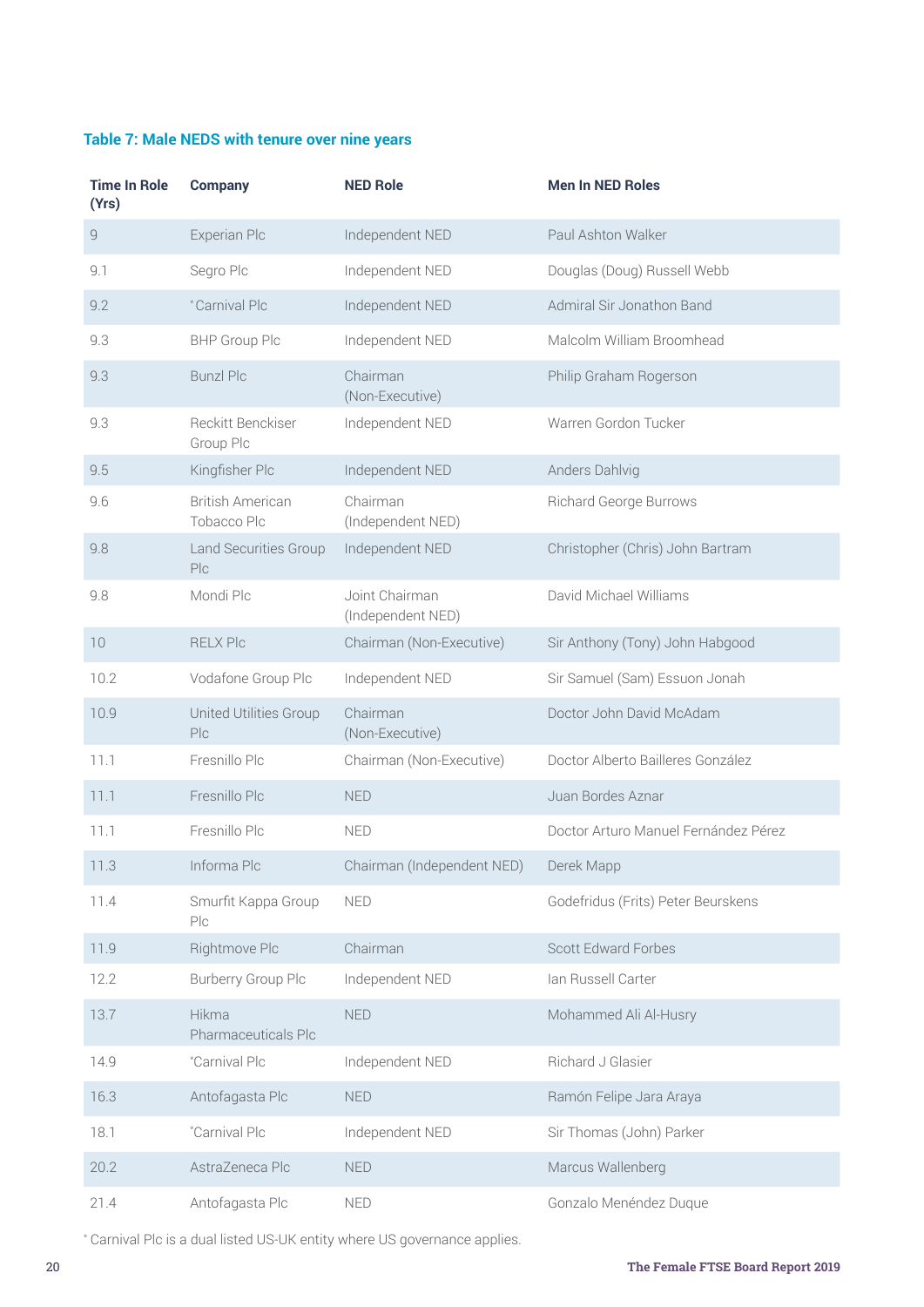### Table 7: Male NEDS with tenure over nine years

| Time In Role (Yrs) | Company | NED Role | Men In NED Roles |
|---|---|---|---|
| 9 | Experian Plc | Independent NED | Paul Ashton Walker |
| 9.1 | Segro Plc | Independent NED | Douglas (Doug) Russell Webb |
| 9.2 | *Carnival Plc | Independent NED | Admiral Sir Jonathon Band |
| 9.3 | BHP Group Plc | Independent NED | Malcolm William Broomhead |
| 9.3 | Bunzl Plc | Chairman (Non-Executive) | Philip Graham Rogerson |
| 9.3 | Reckitt Benckiser Group Plc | Independent NED | Warren Gordon Tucker |
| 9.5 | Kingfisher Plc | Independent NED | Anders Dahlvig |
| 9.6 | British American Tobacco Plc | Chairman (Independent NED) | Richard George Burrows |
| 9.8 | Land Securities Group Plc | Independent NED | Christopher (Chris) John Bartram |
| 9.8 | Mondi Plc | Joint Chairman (Independent NED) | David Michael Williams |
| 10 | RELX Plc | Chairman (Non-Executive) | Sir Anthony (Tony) John Habgood |
| 10.2 | Vodafone Group Plc | Independent NED | Sir Samuel (Sam) Essuon Jonah |
| 10.9 | United Utilities Group Plc | Chairman (Non-Executive) | Doctor John David McAdam |
| 11.1 | Fresnillo Plc | Chairman (Non-Executive) | Doctor Alberto Bailleres González |
| 11.1 | Fresnillo Plc | NED | Juan Bordes Aznar |
| 11.1 | Fresnillo Plc | NED | Doctor Arturo Manuel Fernández Pérez |
| 11.3 | Informa Plc | Chairman (Independent NED) | Derek Mapp |
| 11.4 | Smurfit Kappa Group Plc | NED | Godefridus (Frits) Peter Beurskens |
| 11.9 | Rightmove Plc | Chairman | Scott Edward Forbes |
| 12.2 | Burberry Group Plc | Independent NED | Ian Russell Carter |
| 13.7 | Hikma Pharmaceuticals Plc | NED | Mohammed Ali Al-Husry |
| 14.9 | *Carnival Plc | Independent NED | Richard J Glasier |
| 16.3 | Antofagasta Plc | NED | Ramón Felipe Jara Araya |
| 18.1 | *Carnival Plc | Independent NED | Sir Thomas (John) Parker |
| 20.2 | AstraZeneca Plc | NED | Marcus Wallenberg |
| 21.4 | Antofagasta Plc | NED | Gonzalo Menéndez Duque |

* Carnival Plc is a dual listed US-UK entity where US governance applies.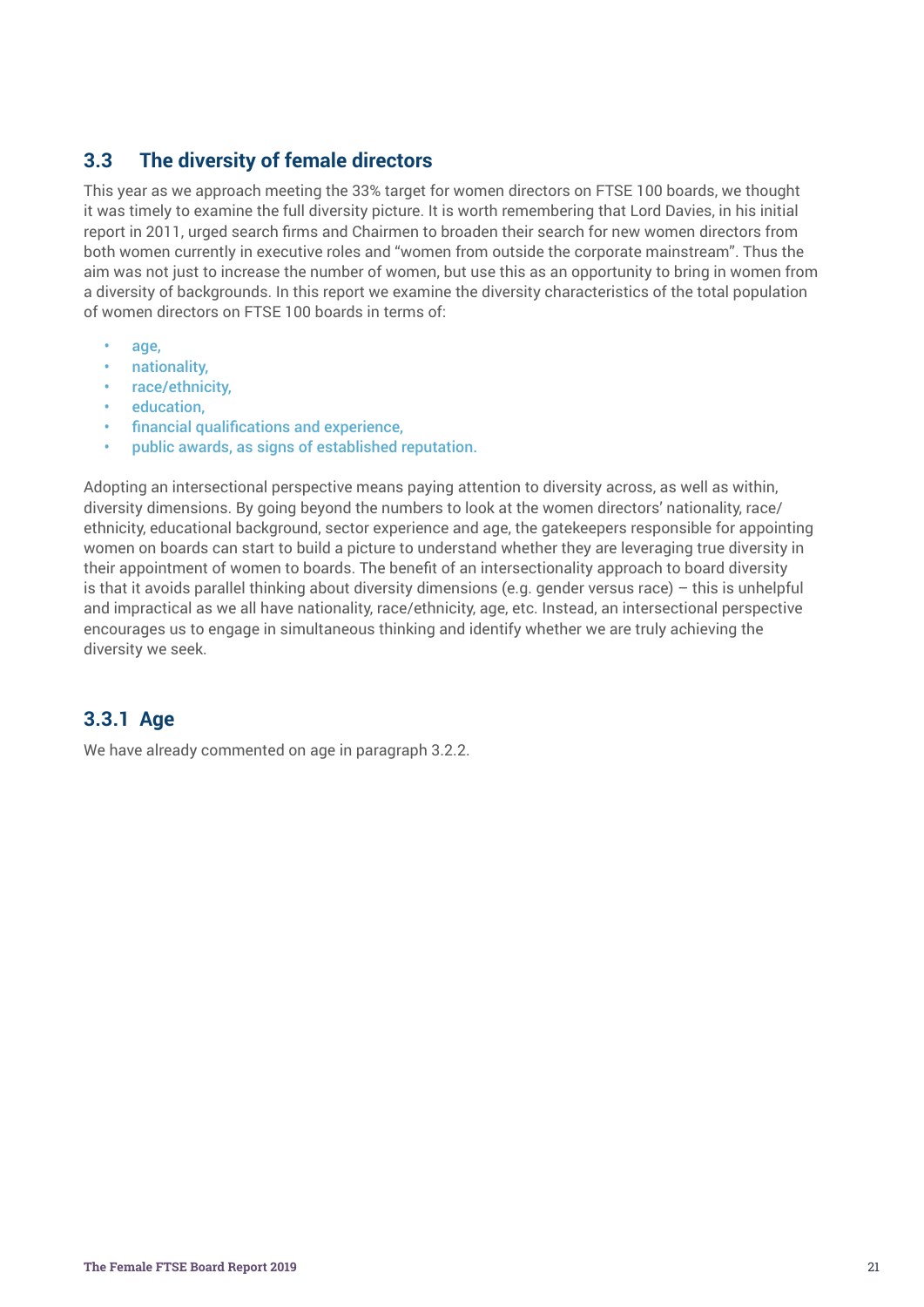## 3.3 The diversity of female directors

This year as we approach meeting the 33% target for women directors on FTSE 100 boards, we thought it was timely to examine the full diversity picture. It is worth remembering that Lord Davies, in his initial report in 2011, urged search firms and Chairmen to broaden their search for new women directors from both women currently in executive roles and "women from outside the corporate mainstream". Thus the aim was not just to increase the number of women, but use this as an opportunity to bring in women from a diversity of backgrounds. In this report we examine the diversity characteristics of the total population of women directors on FTSE 100 boards in terms of:

- age,
- nationality,
- race/ethnicity,
- education,
- financial qualifications and experience,
- public awards, as signs of established reputation.

Adopting an intersectional perspective means paying attention to diversity across, as well as within, diversity dimensions. By going beyond the numbers to look at the women directors' nationality, race/ethnicity, educational background, sector experience and age, the gatekeepers responsible for appointing women on boards can start to build a picture to understand whether they are leveraging true diversity in their appointment of women to boards. The benefit of an intersectionality approach to board diversity is that it avoids parallel thinking about diversity dimensions (e.g. gender versus race) – this is unhelpful and impractical as we all have nationality, race/ethnicity, age, etc. Instead, an intersectional perspective encourages us to engage in simultaneous thinking and identify whether we are truly achieving the diversity we seek.

### 3.3.1 Age

We have already commented on age in paragraph 3.2.2.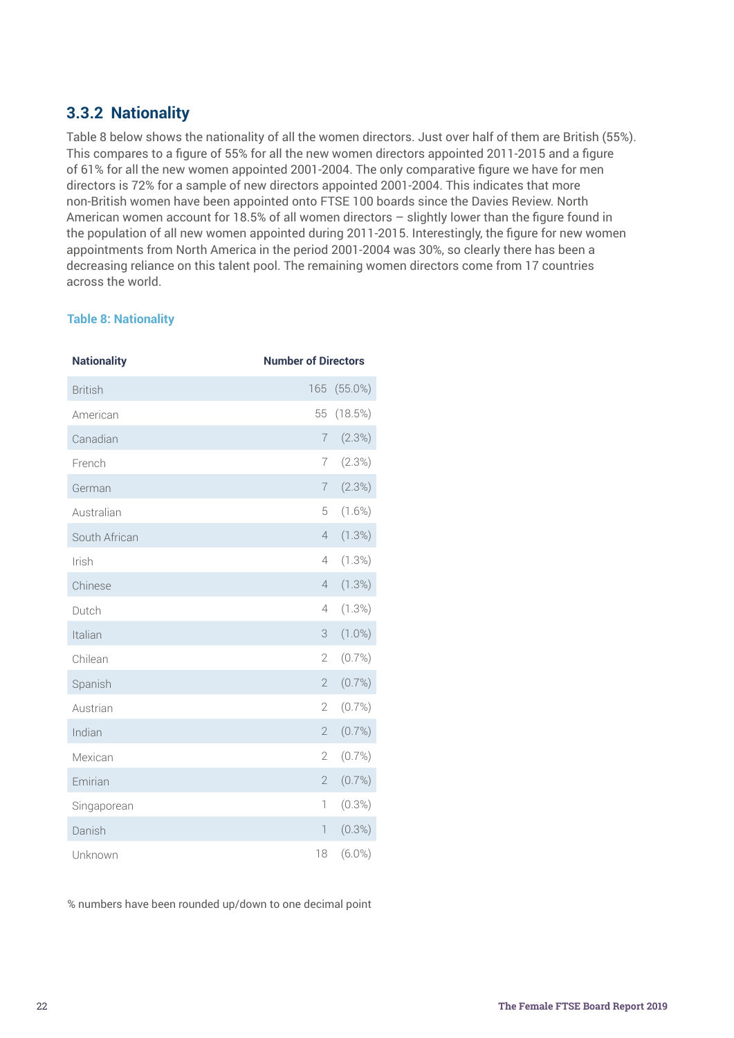### 3.3.2 Nationality

Table 8 below shows the nationality of all the women directors. Just over half of them are British (55%). This compares to a figure of 55% for all the new women directors appointed 2011-2015 and a figure of 61% for all the new women appointed 2001-2004. The only comparative figure we have for men directors is 72% for a sample of new directors appointed 2001-2004. This indicates that more non-British women have been appointed onto FTSE 100 boards since the Davies Review. North American women account for 18.5% of all women directors – slightly lower than the figure found in the population of all new women appointed during 2011-2015. Interestingly, the figure for new women appointments from North America in the period 2001-2004 was 30%, so clearly there has been a decreasing reliance on this talent pool. The remaining women directors come from 17 countries across the world.

**Table 8: Nationality**

| Nationality | Number of Directors |
|---|---|
| British | 165 (55.0%) |
| American | 55 (18.5%) |
| Canadian | 7 (2.3%) |
| French | 7 (2.3%) |
| German | 7 (2.3%) |
| Australian | 5 (1.6%) |
| South African | 4 (1.3%) |
| Irish | 4 (1.3%) |
| Chinese | 4 (1.3%) |
| Dutch | 4 (1.3%) |
| Italian | 3 (1.0%) |
| Chilean | 2 (0.7%) |
| Spanish | 2 (0.7%) |
| Austrian | 2 (0.7%) |
| Indian | 2 (0.7%) |
| Mexican | 2 (0.7%) |
| Emirian | 2 (0.7%) |
| Singaporean | 1 (0.3%) |
| Danish | 1 (0.3%) |
| Unknown | 18 (6.0%) |

% numbers have been rounded up/down to one decimal point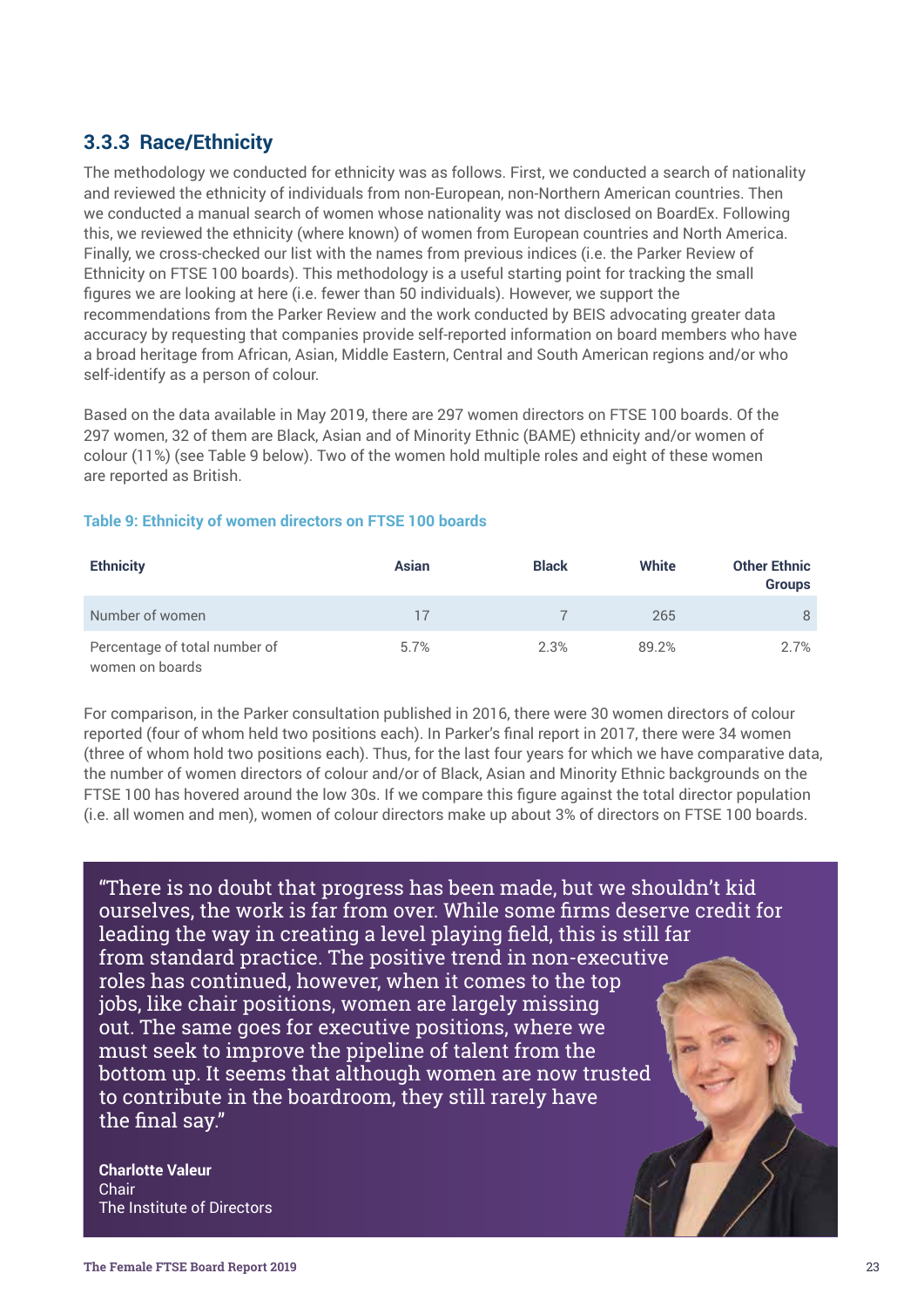### 3.3.3 Race/Ethnicity

The methodology we conducted for ethnicity was as follows. First, we conducted a search of nationality and reviewed the ethnicity of individuals from non-European, non-Northern American countries. Then we conducted a manual search of women whose nationality was not disclosed on BoardEx. Following this, we reviewed the ethnicity (where known) of women from European countries and North America. Finally, we cross-checked our list with the names from previous indices (i.e. the Parker Review of Ethnicity on FTSE 100 boards). This methodology is a useful starting point for tracking the small figures we are looking at here (i.e. fewer than 50 individuals). However, we support the recommendations from the Parker Review and the work conducted by BEIS advocating greater data accuracy by requesting that companies provide self-reported information on board members who have a broad heritage from African, Asian, Middle Eastern, Central and South American regions and/or who self-identify as a person of colour.

Based on the data available in May 2019, there are 297 women directors on FTSE 100 boards. Of the 297 women, 32 of them are Black, Asian and of Minority Ethnic (BAME) ethnicity and/or women of colour (11%) (see Table 9 below). Two of the women hold multiple roles and eight of these women are reported as British.

**Table 9: Ethnicity of women directors on FTSE 100 boards**

| Ethnicity | Asian | Black | White | Other Ethnic Groups |
|---|---|---|---|---|
| Number of women | 17 | 7 | 265 | 8 |
| Percentage of total number of women on boards | 5.7% | 2.3% | 89.2% | 2.7% |

For comparison, in the Parker consultation published in 2016, there were 30 women directors of colour reported (four of whom held two positions each). In Parker's final report in 2017, there were 34 women (three of whom hold two positions each). Thus, for the last four years for which we have comparative data, the number of women directors of colour and/or of Black, Asian and Minority Ethnic backgrounds on the FTSE 100 has hovered around the low 30s. If we compare this figure against the total director population (i.e. all women and men), women of colour directors make up about 3% of directors on FTSE 100 boards.

"There is no doubt that progress has been made, but we shouldn't kid ourselves, the work is far from over. While some firms deserve credit for leading the way in creating a level playing field, this is still far from standard practice. The positive trend in non-executive roles has continued, however, when it comes to the top jobs, like chair positions, women are largely missing out. The same goes for executive positions, where we must seek to improve the pipeline of talent from the bottom up. It seems that although women are now trusted to contribute in the boardroom, they still rarely have the final say."

**Charlotte Valeur**
Chair
The Institute of Directors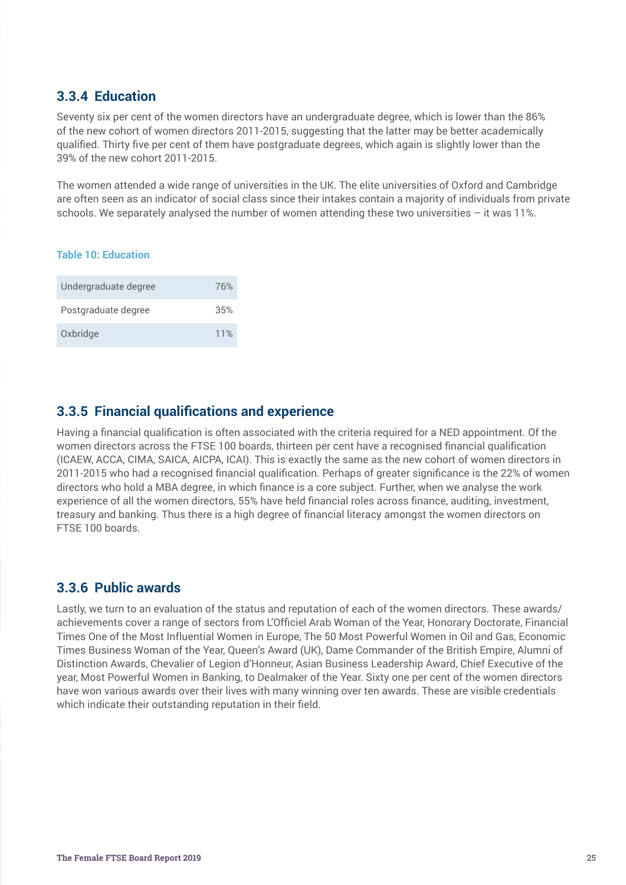### 3.3.4 Education

Seventy six per cent of the women directors have an undergraduate degree, which is lower than the 86% of the new cohort of women directors 2011-2015, suggesting that the latter may be better academically qualified. Thirty five per cent of them have postgraduate degrees, which again is slightly lower than the 39% of the new cohort 2011-2015.

The women attended a wide range of universities in the UK. The elite universities of Oxford and Cambridge are often seen as an indicator of social class since their intakes contain a majority of individuals from private schools. We separately analysed the number of women attending these two universities – it was 11%.

**Table 10: Education**

| | |
|---|---|
| Undergraduate degree | 76% |
| Postgraduate degree | 35% |
| Oxbridge | 11% |

### 3.3.5 Financial qualifications and experience

Having a financial qualification is often associated with the criteria required for a NED appointment. Of the women directors across the FTSE 100 boards, thirteen per cent have a recognised financial qualification (ICAEW, ACCA, CIMA, SAICA, AICPA, ICAI). This is exactly the same as the new cohort of women directors in 2011-2015 who had a recognised financial qualification. Perhaps of greater significance is the 22% of women directors who hold a MBA degree, in which finance is a core subject. Further, when we analyse the work experience of all the women directors, 55% have held financial roles across finance, auditing, investment, treasury and banking. Thus there is a high degree of financial literacy amongst the women directors on FTSE 100 boards.

### 3.3.6 Public awards

Lastly, we turn to an evaluation of the status and reputation of each of the women directors. These awards/ achievements cover a range of sectors from L'Officiel Arab Woman of the Year, Honorary Doctorate, Financial Times One of the Most Influential Women in Europe, The 50 Most Powerful Women in Oil and Gas, Economic Times Business Woman of the Year, Queen's Award (UK), Dame Commander of the British Empire, Alumni of Distinction Awards, Chevalier of Legion d'Honneur, Asian Business Leadership Award, Chief Executive of the year, Most Powerful Women in Banking, to Dealmaker of the Year. Sixty one per cent of the women directors have won various awards over their lives with many winning over ten awards. These are visible credentials which indicate their outstanding reputation in their field.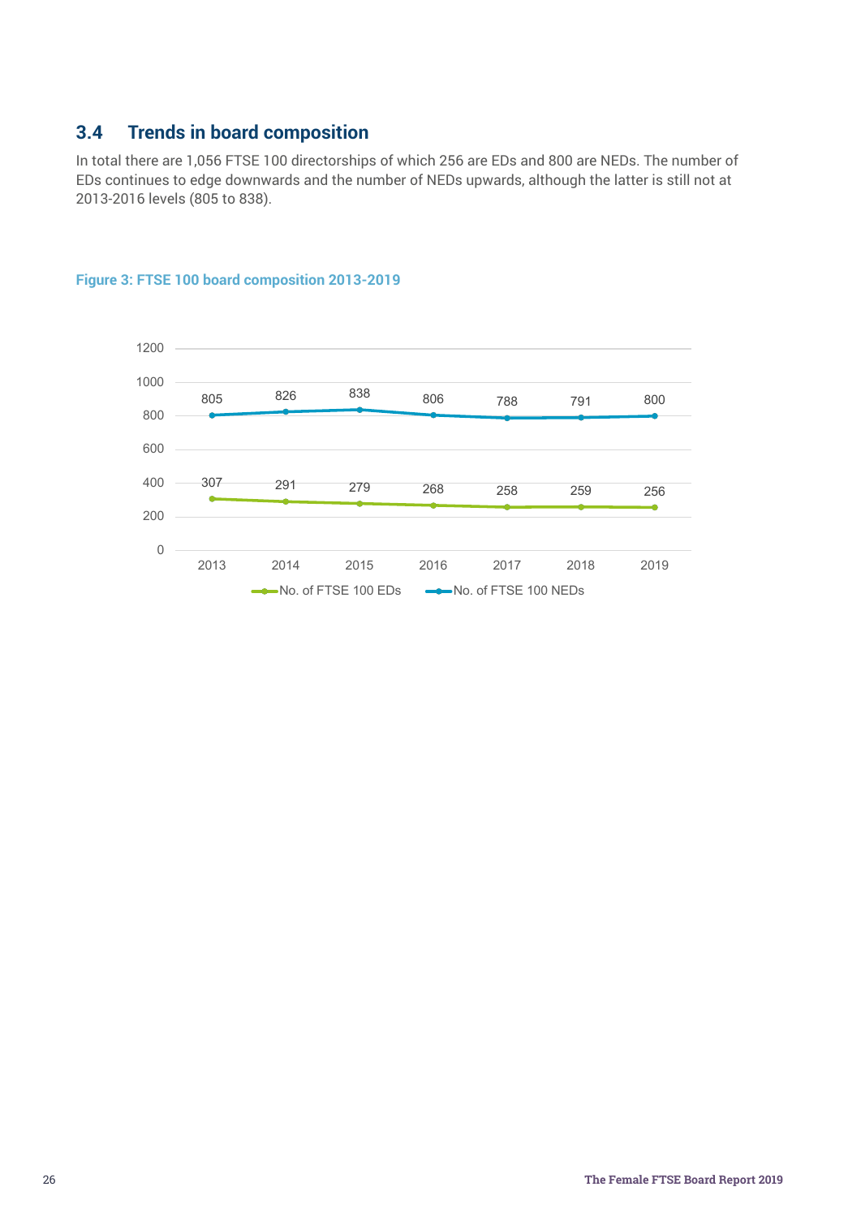## 3.4 Trends in board composition

In total there are 1,056 FTSE 100 directorships of which 256 are EDs and 800 are NEDs. The number of EDs continues to edge downwards and the number of NEDs upwards, although the latter is still not at 2013-2016 levels (805 to 838).

**Figure 3: FTSE 100 board composition 2013-2019**

| Year | No. of FTSE 100 EDs | No. of FTSE 100 NEDs |
|---|---|---|
| 2013 | 307 | 805 |
| 2014 | 291 | 826 |
| 2015 | 279 | 838 |
| 2016 | 268 | 806 |
| 2017 | 258 | 788 |
| 2018 | 259 | 791 |
| 2019 | 256 | 800 |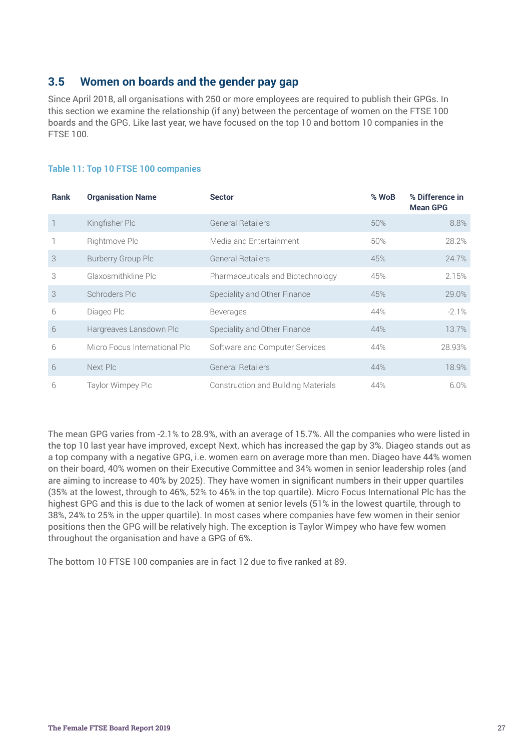## 3.5 Women on boards and the gender pay gap

Since April 2018, all organisations with 250 or more employees are required to publish their GPGs. In this section we examine the relationship (if any) between the percentage of women on the FTSE 100 boards and the GPG. Like last year, we have focused on the top 10 and bottom 10 companies in the FTSE 100.

**Table 11: Top 10 FTSE 100 companies**

| Rank | Organisation Name | Sector | % WoB | % Difference in Mean GPG |
|---|---|---|---|---|
| 1 | Kingfisher Plc | General Retailers | 50% | 8.8% |
| 1 | Rightmove Plc | Media and Entertainment | 50% | 28.2% |
| 3 | Burberry Group Plc | General Retailers | 45% | 24.7% |
| 3 | Glaxosmithkline Plc | Pharmaceuticals and Biotechnology | 45% | 2.15% |
| 3 | Schroders Plc | Speciality and Other Finance | 45% | 29.0% |
| 6 | Diageo Plc | Beverages | 44% | -2.1% |
| 6 | Hargreaves Lansdown Plc | Speciality and Other Finance | 44% | 13.7% |
| 6 | Micro Focus International Plc | Software and Computer Services | 44% | 28.93% |
| 6 | Next Plc | General Retailers | 44% | 18.9% |
| 6 | Taylor Wimpey Plc | Construction and Building Materials | 44% | 6.0% |

The mean GPG varies from -2.1% to 28.9%, with an average of 15.7%. All the companies who were listed in the top 10 last year have improved, except Next, which has increased the gap by 3%. Diageo stands out as a top company with a negative GPG, i.e. women earn on average more than men. Diageo have 44% women on their board, 40% women on their Executive Committee and 34% women in senior leadership roles (and are aiming to increase to 40% by 2025). They have women in significant numbers in their upper quartiles (35% at the lowest, through to 46%, 52% to 46% in the top quartile). Micro Focus International Plc has the highest GPG and this is due to the lack of women at senior levels (51% in the lowest quartile, through to 38%, 24% to 25% in the upper quartile). In most cases where companies have few women in their senior positions then the GPG will be relatively high. The exception is Taylor Wimpey who have few women throughout the organisation and have a GPG of 6%.

The bottom 10 FTSE 100 companies are in fact 12 due to five ranked at 89.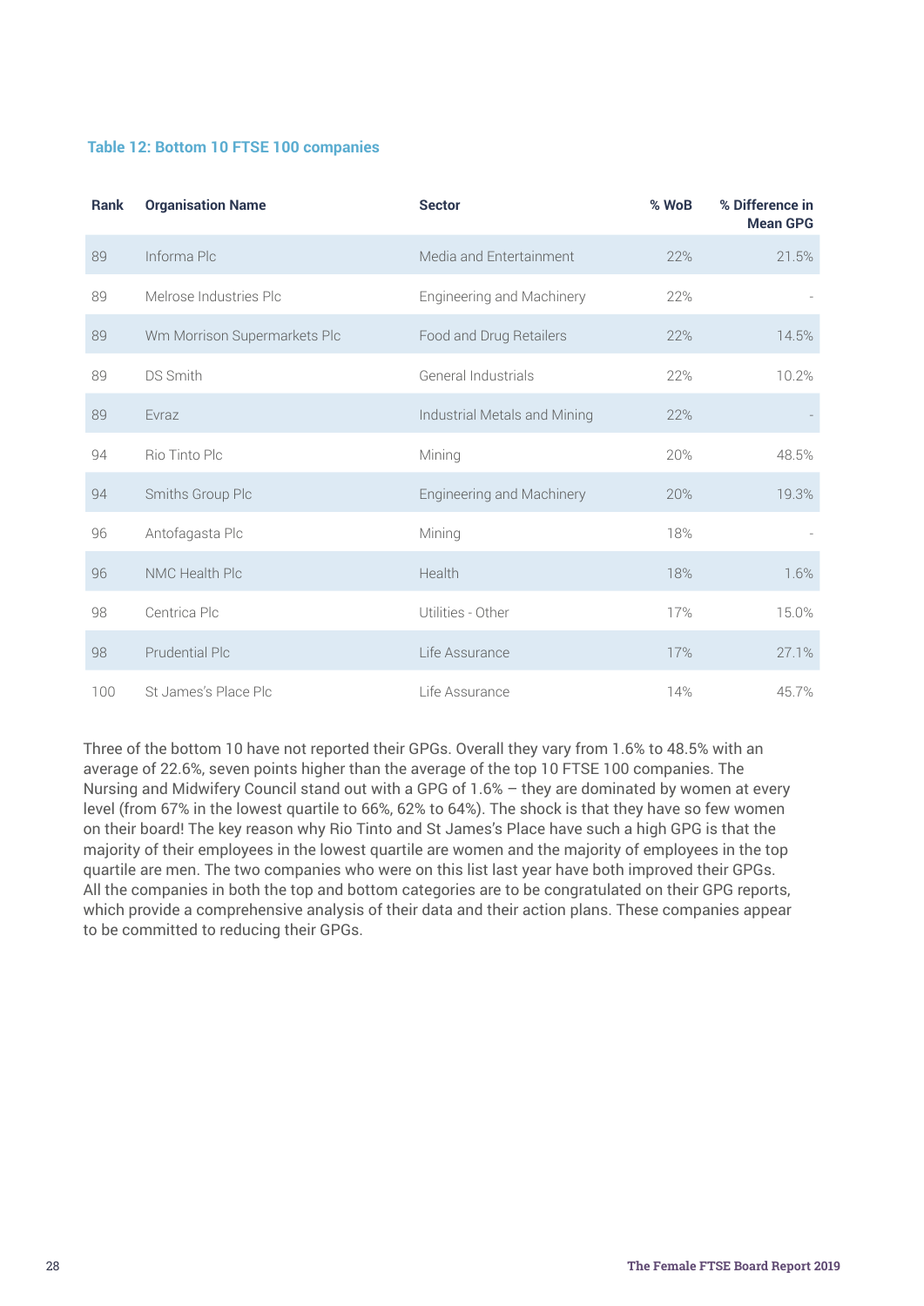### Table 12: Bottom 10 FTSE 100 companies

| Rank | Organisation Name | Sector | % WoB | % Difference in Mean GPG |
|---|---|---|---|---|
| 89 | Informa Plc | Media and Entertainment | 22% | 21.5% |
| 89 | Melrose Industries Plc | Engineering and Machinery | 22% | - |
| 89 | Wm Morrison Supermarkets Plc | Food and Drug Retailers | 22% | 14.5% |
| 89 | DS Smith | General Industrials | 22% | 10.2% |
| 89 | Evraz | Industrial Metals and Mining | 22% | - |
| 94 | Rio Tinto Plc | Mining | 20% | 48.5% |
| 94 | Smiths Group Plc | Engineering and Machinery | 20% | 19.3% |
| 96 | Antofagasta Plc | Mining | 18% | - |
| 96 | NMC Health Plc | Health | 18% | 1.6% |
| 98 | Centrica Plc | Utilities - Other | 17% | 15.0% |
| 98 | Prudential Plc | Life Assurance | 17% | 27.1% |
| 100 | St James's Place Plc | Life Assurance | 14% | 45.7% |

Three of the bottom 10 have not reported their GPGs. Overall they vary from 1.6% to 48.5% with an average of 22.6%, seven points higher than the average of the top 10 FTSE 100 companies. The Nursing and Midwifery Council stand out with a GPG of 1.6% – they are dominated by women at every level (from 67% in the lowest quartile to 66%, 62% to 64%). The shock is that they have so few women on their board! The key reason why Rio Tinto and St James's Place have such a high GPG is that the majority of their employees in the lowest quartile are women and the majority of employees in the top quartile are men. The two companies who were on this list last year have both improved their GPGs. All the companies in both the top and bottom categories are to be congratulated on their GPG reports, which provide a comprehensive analysis of their data and their action plans. These companies appear to be committed to reducing their GPGs.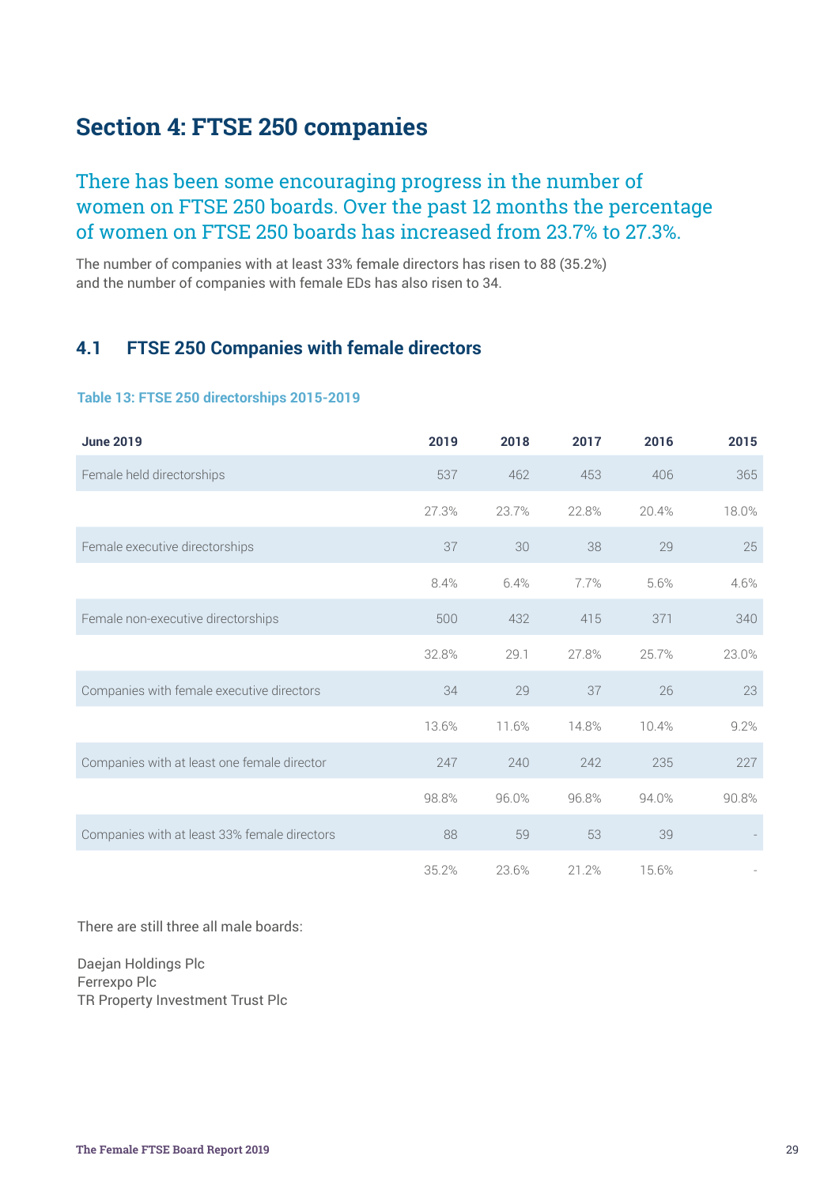# Section 4: FTSE 250 companies

## There has been some encouraging progress in the number of women on FTSE 250 boards. Over the past 12 months the percentage of women on FTSE 250 boards has increased from 23.7% to 27.3%.

The number of companies with at least 33% female directors has risen to 88 (35.2%) and the number of companies with female EDs has also risen to 34.

### 4.1 FTSE 250 Companies with female directors

**Table 13: FTSE 250 directorships 2015-2019**

| June 2019 | 2019 | 2018 | 2017 | 2016 | 2015 |
|---|---|---|---|---|---|
| Female held directorships | 537 | 462 | 453 | 406 | 365 |
| | 27.3% | 23.7% | 22.8% | 20.4% | 18.0% |
| Female executive directorships | 37 | 30 | 38 | 29 | 25 |
| | 8.4% | 6.4% | 7.7% | 5.6% | 4.6% |
| Female non-executive directorships | 500 | 432 | 415 | 371 | 340 |
| | 32.8% | 29.1 | 27.8% | 25.7% | 23.0% |
| Companies with female executive directors | 34 | 29 | 37 | 26 | 23 |
| | 13.6% | 11.6% | 14.8% | 10.4% | 9.2% |
| Companies with at least one female director | 247 | 240 | 242 | 235 | 227 |
| | 98.8% | 96.0% | 96.8% | 94.0% | 90.8% |
| Companies with at least 33% female directors | 88 | 59 | 53 | 39 | - |
| | 35.2% | 23.6% | 21.2% | 15.6% | - |

There are still three all male boards:

Daejan Holdings Plc  
Ferrexpo Plc  
TR Property Investment Trust Plc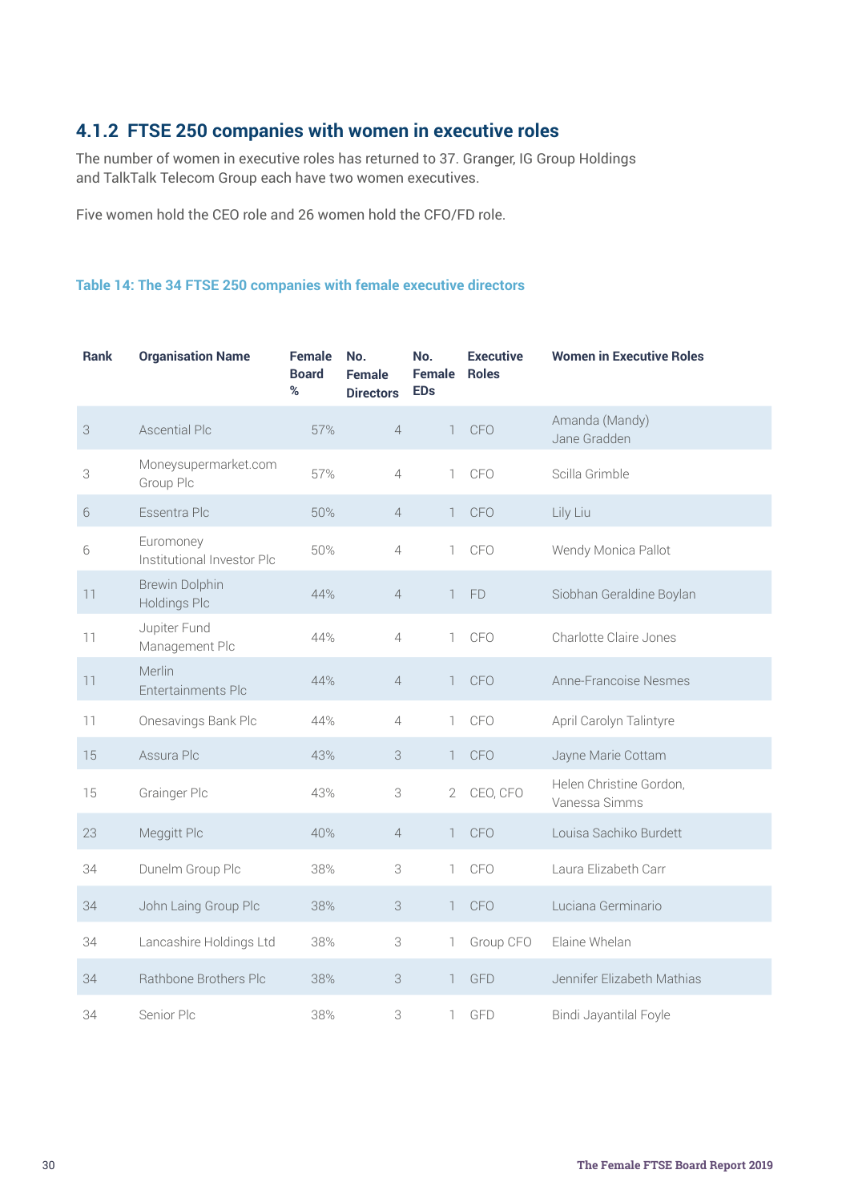### 4.1.2 FTSE 250 companies with women in executive roles

The number of women in executive roles has returned to 37. Granger, IG Group Holdings and TalkTalk Telecom Group each have two women executives.

Five women hold the CEO role and 26 women hold the CFO/FD role.

**Table 14: The 34 FTSE 250 companies with female executive directors**

| Rank | Organisation Name | Female Board % | No. Female Directors | No. Female EDs | Executive Roles | Women in Executive Roles |
|---|---|---|---|---|---|---|
| 3 | Ascential Plc | 57% | 4 | 1 | CFO | Amanda (Mandy) Jane Gradden |
| 3 | Moneysupermarket.com Group Plc | 57% | 4 | 1 | CFO | Scilla Grimble |
| 6 | Essentra Plc | 50% | 4 | 1 | CFO | Lily Liu |
| 6 | Euromoney Institutional Investor Plc | 50% | 4 | 1 | CFO | Wendy Monica Pallot |
| 11 | Brewin Dolphin Holdings Plc | 44% | 4 | 1 | FD | Siobhan Geraldine Boylan |
| 11 | Jupiter Fund Management Plc | 44% | 4 | 1 | CFO | Charlotte Claire Jones |
| 11 | Merlin Entertainments Plc | 44% | 4 | 1 | CFO | Anne-Francoise Nesmes |
| 11 | Onesavings Bank Plc | 44% | 4 | 1 | CFO | April Carolyn Talintyre |
| 15 | Assura Plc | 43% | 3 | 1 | CFO | Jayne Marie Cottam |
| 15 | Grainger Plc | 43% | 3 | 2 | CEO, CFO | Helen Christine Gordon, Vanessa Simms |
| 23 | Meggitt Plc | 40% | 4 | 1 | CFO | Louisa Sachiko Burdett |
| 34 | Dunelm Group Plc | 38% | 3 | 1 | CFO | Laura Elizabeth Carr |
| 34 | John Laing Group Plc | 38% | 3 | 1 | CFO | Luciana Germinario |
| 34 | Lancashire Holdings Ltd | 38% | 3 | 1 | Group CFO | Elaine Whelan |
| 34 | Rathbone Brothers Plc | 38% | 3 | 1 | GFD | Jennifer Elizabeth Mathias |
| 34 | Senior Plc | 38% | 3 | 1 | GFD | Bindi Jayantilal Foyle |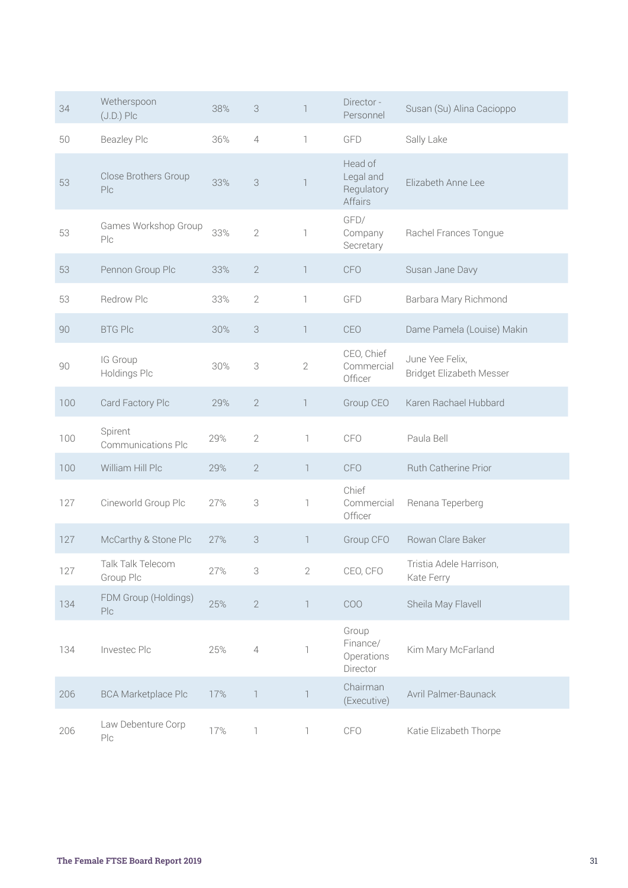| | | | | | | |
|---|---|---|---|---|---|---|
| 34 | Wetherspoon (J.D.) Plc | 38% | 3 | 1 | Director - Personnel | Susan (Su) Alina Cacioppo |
| 50 | Beazley Plc | 36% | 4 | 1 | GFD | Sally Lake |
| 53 | Close Brothers Group Plc | 33% | 3 | 1 | Head of Legal and Regulatory Affairs | Elizabeth Anne Lee |
| 53 | Games Workshop Group Plc | 33% | 2 | 1 | GFD/ Company Secretary | Rachel Frances Tongue |
| 53 | Pennon Group Plc | 33% | 2 | 1 | CFO | Susan Jane Davy |
| 53 | Redrow Plc | 33% | 2 | 1 | GFD | Barbara Mary Richmond |
| 90 | BTG Plc | 30% | 3 | 1 | CEO | Dame Pamela (Louise) Makin |
| 90 | IG Group Holdings Plc | 30% | 3 | 2 | CEO, Chief Commercial Officer | June Yee Felix, Bridget Elizabeth Messer |
| 100 | Card Factory Plc | 29% | 2 | 1 | Group CEO | Karen Rachael Hubbard |
| 100 | Spirent Communications Plc | 29% | 2 | 1 | CFO | Paula Bell |
| 100 | William Hill Plc | 29% | 2 | 1 | CFO | Ruth Catherine Prior |
| 127 | Cineworld Group Plc | 27% | 3 | 1 | Chief Commercial Officer | Renana Teperberg |
| 127 | McCarthy & Stone Plc | 27% | 3 | 1 | Group CFO | Rowan Clare Baker |
| 127 | Talk Talk Telecom Group Plc | 27% | 3 | 2 | CEO, CFO | Tristia Adele Harrison, Kate Ferry |
| 134 | FDM Group (Holdings) Plc | 25% | 2 | 1 | COO | Sheila May Flavell |
| 134 | Investec Plc | 25% | 4 | 1 | Group Finance/ Operations Director | Kim Mary McFarland |
| 206 | BCA Marketplace Plc | 17% | 1 | 1 | Chairman (Executive) | Avril Palmer-Baunack |
| 206 | Law Debenture Corp Plc | 17% | 1 | 1 | CFO | Katie Elizabeth Thorpe |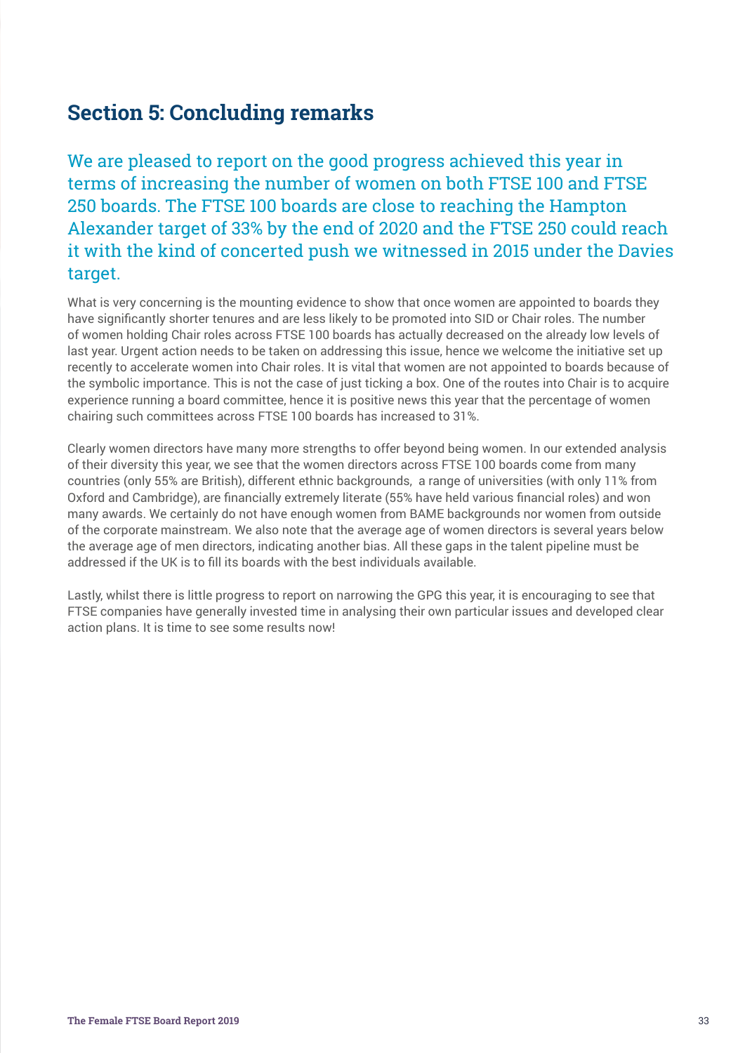## Section 5: Concluding remarks

We are pleased to report on the good progress achieved this year in terms of increasing the number of women on both FTSE 100 and FTSE 250 boards. The FTSE 100 boards are close to reaching the Hampton Alexander target of 33% by the end of 2020 and the FTSE 250 could reach it with the kind of concerted push we witnessed in 2015 under the Davies target.

What is very concerning is the mounting evidence to show that once women are appointed to boards they have significantly shorter tenures and are less likely to be promoted into SID or Chair roles. The number of women holding Chair roles across FTSE 100 boards has actually decreased on the already low levels of last year. Urgent action needs to be taken on addressing this issue, hence we welcome the initiative set up recently to accelerate women into Chair roles. It is vital that women are not appointed to boards because of the symbolic importance. This is not the case of just ticking a box. One of the routes into Chair is to acquire experience running a board committee, hence it is positive news this year that the percentage of women chairing such committees across FTSE 100 boards has increased to 31%.

Clearly women directors have many more strengths to offer beyond being women. In our extended analysis of their diversity this year, we see that the women directors across FTSE 100 boards come from many countries (only 55% are British), different ethnic backgrounds, a range of universities (with only 11% from Oxford and Cambridge), are financially extremely literate (55% have held various financial roles) and won many awards. We certainly do not have enough women from BAME backgrounds nor women from outside of the corporate mainstream. We also note that the average age of women directors is several years below the average age of men directors, indicating another bias. All these gaps in the talent pipeline must be addressed if the UK is to fill its boards with the best individuals available.

Lastly, whilst there is little progress to report on narrowing the GPG this year, it is encouraging to see that FTSE companies have generally invested time in analysing their own particular issues and developed clear action plans. It is time to see some results now!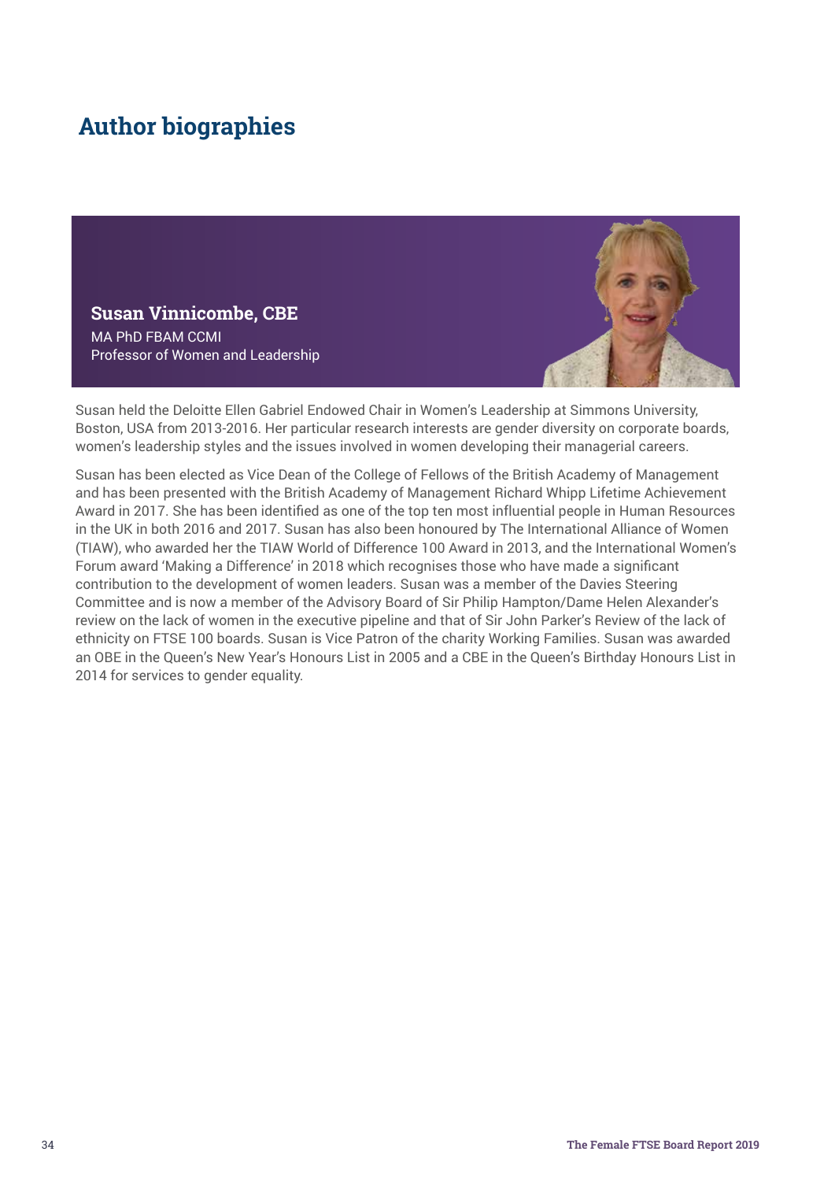# Author biographies

## Susan Vinnicombe, CBE

MA PhD FBAM CCMI
Professor of Women and Leadership

Susan held the Deloitte Ellen Gabriel Endowed Chair in Women's Leadership at Simmons University, Boston, USA from 2013-2016. Her particular research interests are gender diversity on corporate boards, women's leadership styles and the issues involved in women developing their managerial careers.

Susan has been elected as Vice Dean of the College of Fellows of the British Academy of Management and has been presented with the British Academy of Management Richard Whipp Lifetime Achievement Award in 2017. She has been identified as one of the top ten most influential people in Human Resources in the UK in both 2016 and 2017. Susan has also been honoured by The International Alliance of Women (TIAW), who awarded her the TIAW World of Difference 100 Award in 2013, and the International Women's Forum award 'Making a Difference' in 2018 which recognises those who have made a significant contribution to the development of women leaders. Susan was a member of the Davies Steering Committee and is now a member of the Advisory Board of Sir Philip Hampton/Dame Helen Alexander's review on the lack of women in the executive pipeline and that of Sir John Parker's Review of the lack of ethnicity on FTSE 100 boards. Susan is Vice Patron of the charity Working Families. Susan was awarded an OBE in the Queen's New Year's Honours List in 2005 and a CBE in the Queen's Birthday Honours List in 2014 for services to gender equality.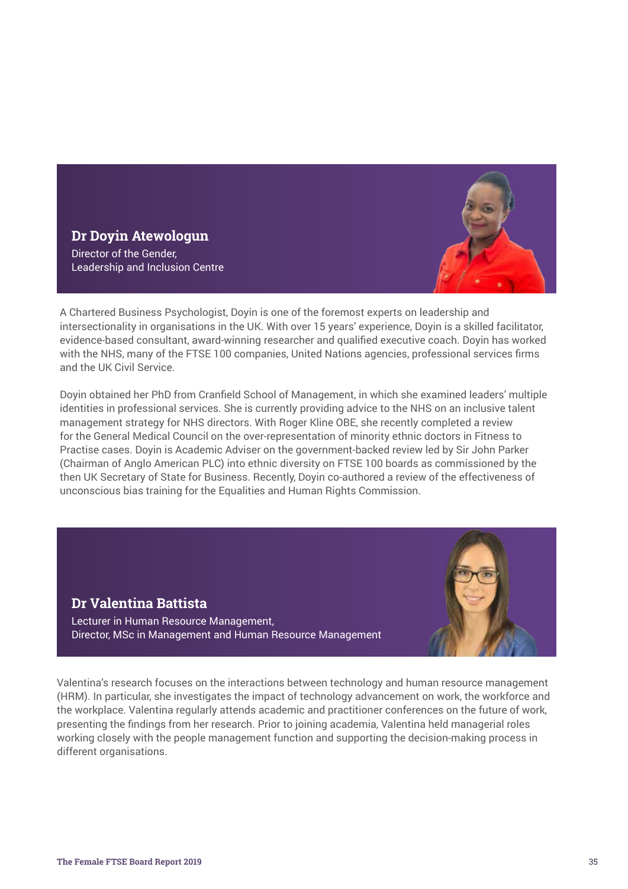## Dr Doyin Atewologun

Director of the Gender, Leadership and Inclusion Centre

A Chartered Business Psychologist, Doyin is one of the foremost experts on leadership and intersectionality in organisations in the UK. With over 15 years' experience, Doyin is a skilled facilitator, evidence-based consultant, award-winning researcher and qualified executive coach. Doyin has worked with the NHS, many of the FTSE 100 companies, United Nations agencies, professional services firms and the UK Civil Service.

Doyin obtained her PhD from Cranfield School of Management, in which she examined leaders' multiple identities in professional services. She is currently providing advice to the NHS on an inclusive talent management strategy for NHS directors. With Roger Kline OBE, she recently completed a review for the General Medical Council on the over-representation of minority ethnic doctors in Fitness to Practise cases. Doyin is Academic Adviser on the government-backed review led by Sir John Parker (Chairman of Anglo American PLC) into ethnic diversity on FTSE 100 boards as commissioned by the then UK Secretary of State for Business. Recently, Doyin co-authored a review of the effectiveness of unconscious bias training for the Equalities and Human Rights Commission.

## Dr Valentina Battista

Lecturer in Human Resource Management,
Director, MSc in Management and Human Resource Management

Valentina's research focuses on the interactions between technology and human resource management (HRM). In particular, she investigates the impact of technology advancement on work, the workforce and the workplace. Valentina regularly attends academic and practitioner conferences on the future of work, presenting the findings from her research. Prior to joining academia, Valentina held managerial roles working closely with the people management function and supporting the decision-making process in different organisations.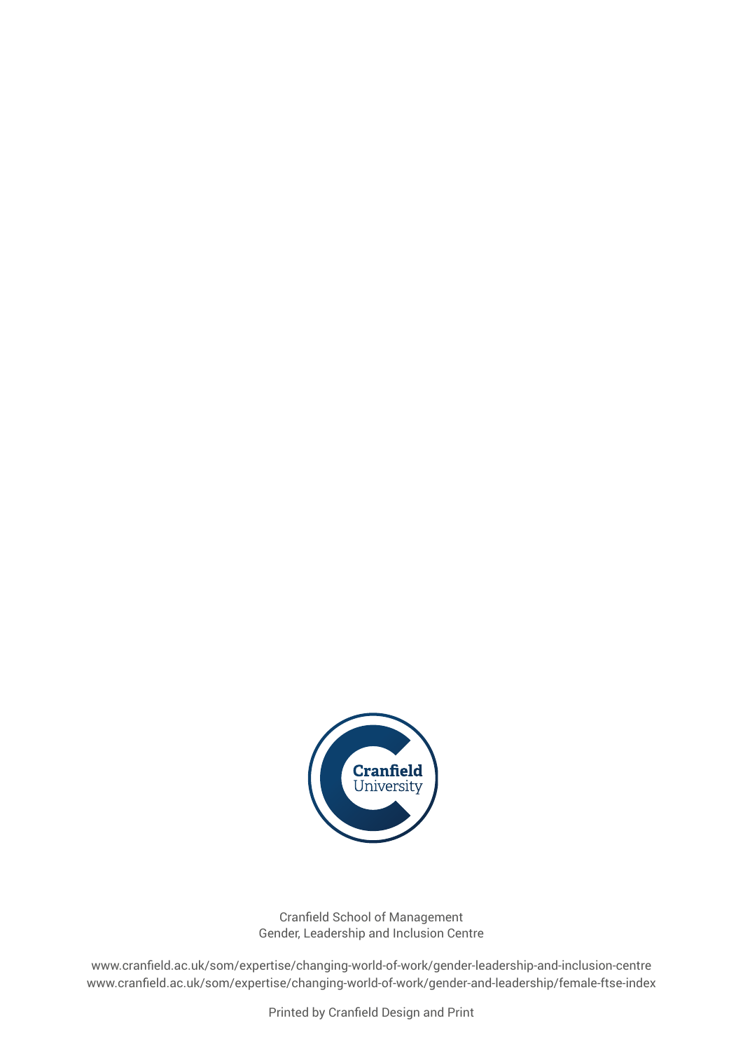Cranfield University

Cranfield School of Management
Gender, Leadership and Inclusion Centre

www.cranfield.ac.uk/som/expertise/changing-world-of-work/gender-leadership-and-inclusion-centre
www.cranfield.ac.uk/som/expertise/changing-world-of-work/gender-and-leadership/female-ftse-index

Printed by Cranfield Design and Print